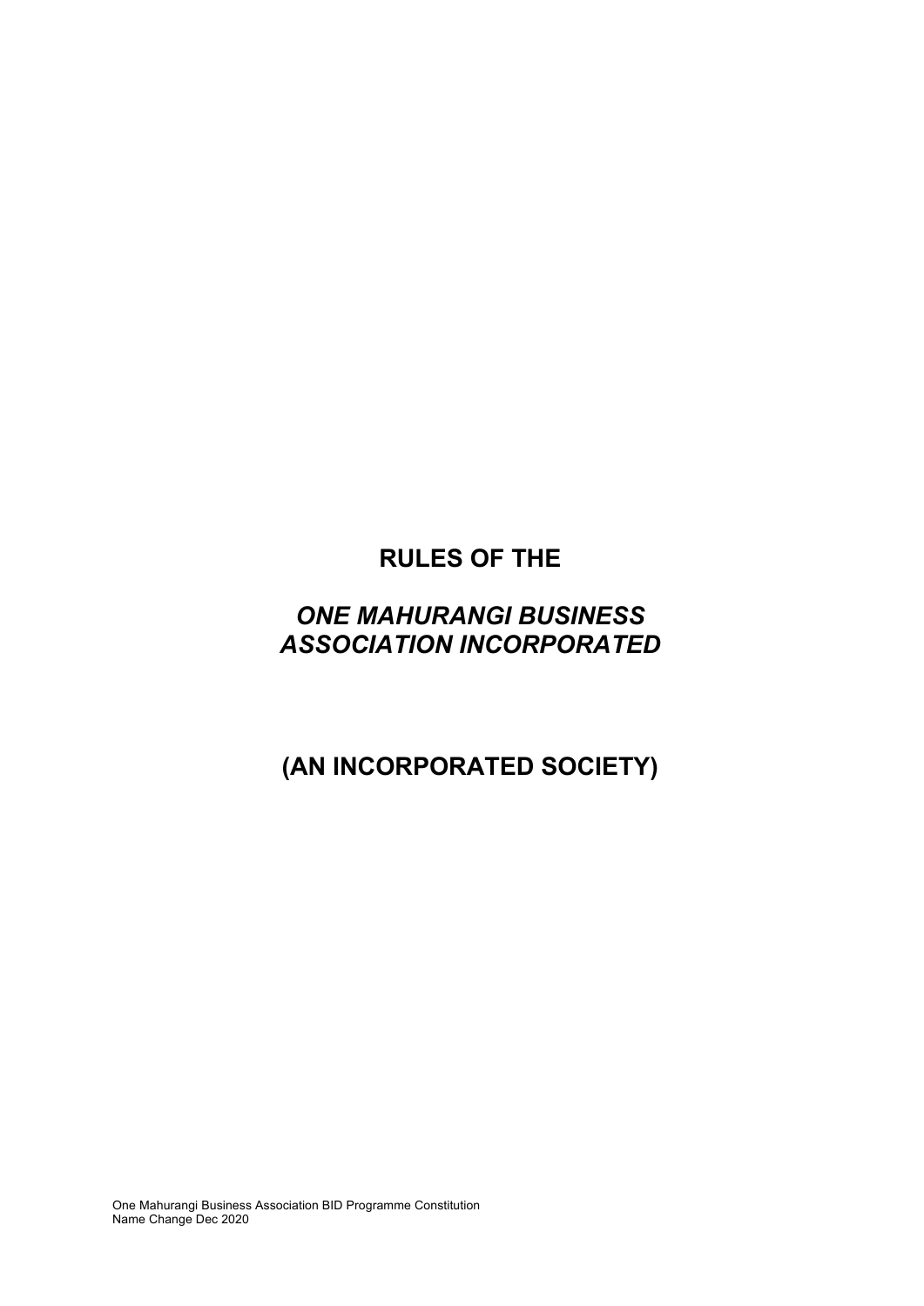# RULES OF THE

# *ONE MAHURANGI BUSINESS ASSOCIATION INCORPORATED*

# (AN INCORPORATED SOCIETY)

One Mahurangi Business Association BID Programme Constitution
Name Change Dec 2020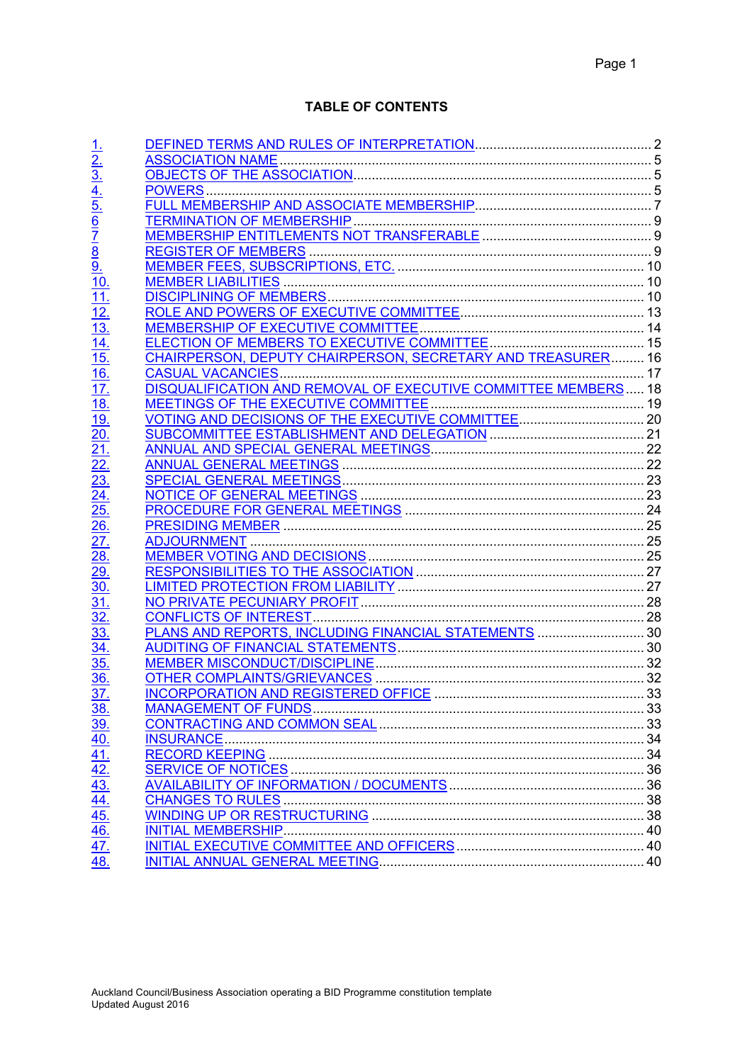# TABLE OF CONTENTS

| | | |
|---|---|---|
| 1. | DEFINED TERMS AND RULES OF INTERPRETATION | 2 |
| 2. | ASSOCIATION NAME | 5 |
| 3. | OBJECTS OF THE ASSOCIATION | 5 |
| 4. | POWERS | 5 |
| 5. | FULL MEMBERSHIP AND ASSOCIATE MEMBERSHIP | 7 |
| 6 | TERMINATION OF MEMBERSHIP | 9 |
| 7 | MEMBERSHIP ENTITLEMENTS NOT TRANSFERABLE | 9 |
| 8 | REGISTER OF MEMBERS | 9 |
| 9. | MEMBER FEES, SUBSCRIPTIONS, ETC. | 10 |
| 10. | MEMBER LIABILITIES | 10 |
| 11. | DISCIPLINING OF MEMBERS | 10 |
| 12. | ROLE AND POWERS OF EXECUTIVE COMMITTEE | 13 |
| 13. | MEMBERSHIP OF EXECUTIVE COMMITTEE | 14 |
| 14. | ELECTION OF MEMBERS TO EXECUTIVE COMMITTEE | 15 |
| 15. | CHAIRPERSON, DEPUTY CHAIRPERSON, SECRETARY AND TREASURER | 16 |
| 16. | CASUAL VACANCIES | 17 |
| 17. | DISQUALIFICATION AND REMOVAL OF EXECUTIVE COMMITTEE MEMBERS | 18 |
| 18. | MEETINGS OF THE EXECUTIVE COMMITTEE | 19 |
| 19. | VOTING AND DECISIONS OF THE EXECUTIVE COMMITTEE | 20 |
| 20. | SUBCOMMITTEE ESTABLISHMENT AND DELEGATION | 21 |
| 21. | ANNUAL AND SPECIAL GENERAL MEETINGS | 22 |
| 22. | ANNUAL GENERAL MEETINGS | 22 |
| 23. | SPECIAL GENERAL MEETINGS | 23 |
| 24. | NOTICE OF GENERAL MEETINGS | 23 |
| 25. | PROCEDURE FOR GENERAL MEETINGS | 24 |
| 26. | PRESIDING MEMBER | 25 |
| 27. | ADJOURNMENT | 25 |
| 28. | MEMBER VOTING AND DECISIONS | 25 |
| 29. | RESPONSIBILITIES TO THE ASSOCIATION | 27 |
| 30. | LIMITED PROTECTION FROM LIABILITY | 27 |
| 31. | NO PRIVATE PECUNIARY PROFIT | 28 |
| 32. | CONFLICTS OF INTEREST | 28 |
| 33. | PLANS AND REPORTS, INCLUDING FINANCIAL STATEMENTS | 30 |
| 34. | AUDITING OF FINANCIAL STATEMENTS | 30 |
| 35. | MEMBER MISCONDUCT/DISCIPLINE | 32 |
| 36. | OTHER COMPLAINTS/GRIEVANCES | 32 |
| 37. | INCORPORATION AND REGISTERED OFFICE | 33 |
| 38. | MANAGEMENT OF FUNDS | 33 |
| 39. | CONTRACTING AND COMMON SEAL | 33 |
| 40. | INSURANCE | 34 |
| 41. | RECORD KEEPING | 34 |
| 42. | SERVICE OF NOTICES | 36 |
| 43. | AVAILABILITY OF INFORMATION / DOCUMENTS | 36 |
| 44. | CHANGES TO RULES | 38 |
| 45. | WINDING UP OR RESTRUCTURING | 38 |
| 46. | INITIAL MEMBERSHIP | 40 |
| 47. | INITIAL EXECUTIVE COMMITTEE AND OFFICERS | 40 |
| 48. | INITIAL ANNUAL GENERAL MEETING | 40 |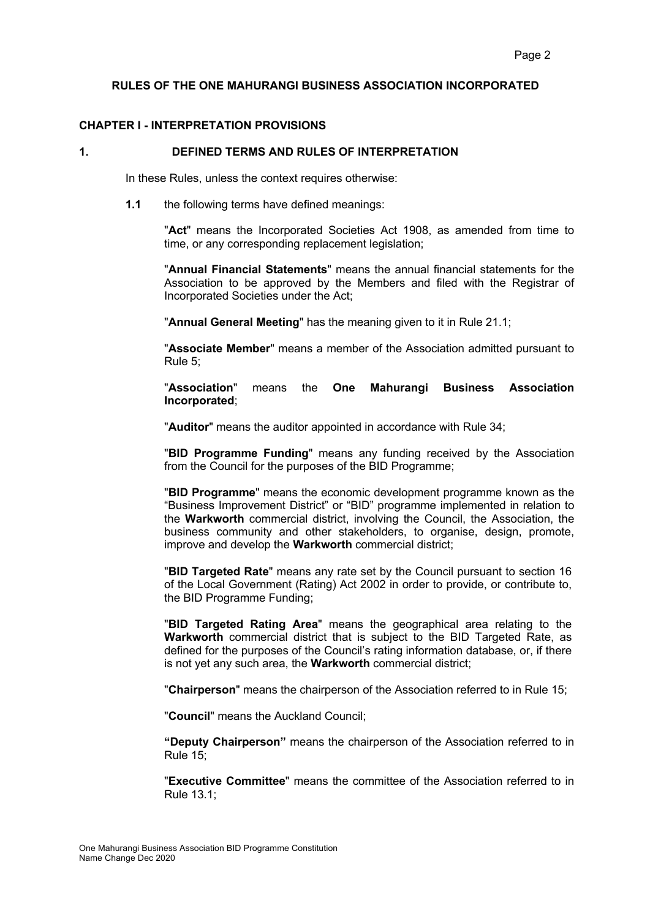**RULES OF THE ONE MAHURANGI BUSINESS ASSOCIATION INCORPORATED**

## CHAPTER I - INTERPRETATION PROVISIONS

### 1. DEFINED TERMS AND RULES OF INTERPRETATION

In these Rules, unless the context requires otherwise:

**1.1** the following terms have defined meanings:

"**Act**" means the Incorporated Societies Act 1908, as amended from time to time, or any corresponding replacement legislation;

"**Annual Financial Statements**" means the annual financial statements for the Association to be approved by the Members and filed with the Registrar of Incorporated Societies under the Act;

"**Annual General Meeting**" has the meaning given to it in Rule 21.1;

"**Associate Member**" means a member of the Association admitted pursuant to Rule 5;

"**Association**" means the **One Mahurangi Business Association Incorporated**;

"**Auditor**" means the auditor appointed in accordance with Rule 34;

"**BID Programme Funding**" means any funding received by the Association from the Council for the purposes of the BID Programme;

"**BID Programme**" means the economic development programme known as the "Business Improvement District" or "BID" programme implemented in relation to the **Warkworth** commercial district, involving the Council, the Association, the business community and other stakeholders, to organise, design, promote, improve and develop the **Warkworth** commercial district;

"**BID Targeted Rate**" means any rate set by the Council pursuant to section 16 of the Local Government (Rating) Act 2002 in order to provide, or contribute to, the BID Programme Funding;

"**BID Targeted Rating Area**" means the geographical area relating to the **Warkworth** commercial district that is subject to the BID Targeted Rate, as defined for the purposes of the Council's rating information database, or, if there is not yet any such area, the **Warkworth** commercial district;

"**Chairperson**" means the chairperson of the Association referred to in Rule 15;

"**Council**" means the Auckland Council;

**"Deputy Chairperson"** means the chairperson of the Association referred to in Rule 15;

"**Executive Committee**" means the committee of the Association referred to in Rule 13.1;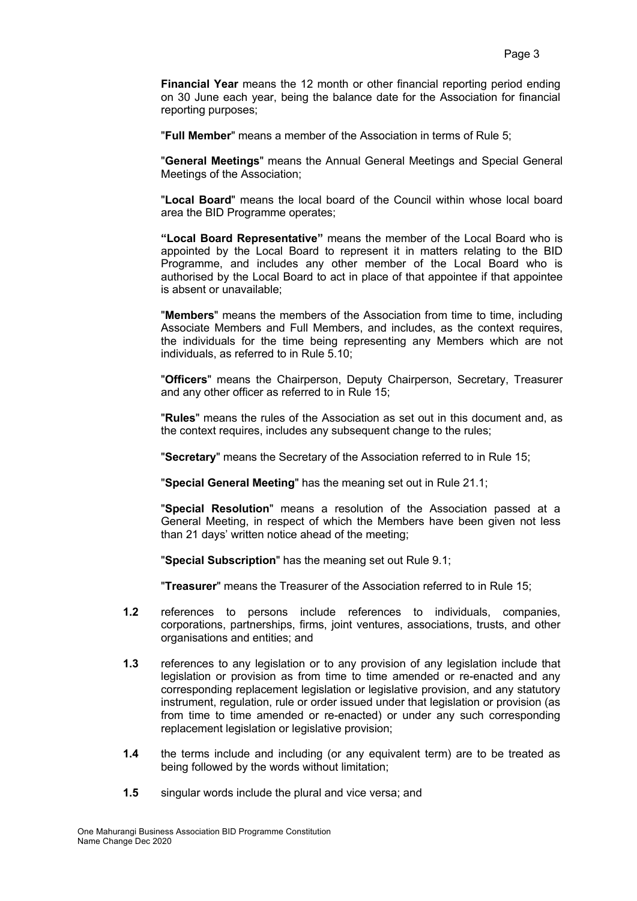**Financial Year** means the 12 month or other financial reporting period ending on 30 June each year, being the balance date for the Association for financial reporting purposes;

"**Full Member**" means a member of the Association in terms of Rule 5;

"**General Meetings**" means the Annual General Meetings and Special General Meetings of the Association;

"**Local Board**" means the local board of the Council within whose local board area the BID Programme operates;

**"Local Board Representative"** means the member of the Local Board who is appointed by the Local Board to represent it in matters relating to the BID Programme, and includes any other member of the Local Board who is authorised by the Local Board to act in place of that appointee if that appointee is absent or unavailable;

"**Members**" means the members of the Association from time to time, including Associate Members and Full Members, and includes, as the context requires, the individuals for the time being representing any Members which are not individuals, as referred to in Rule 5.10;

"**Officers**" means the Chairperson, Deputy Chairperson, Secretary, Treasurer and any other officer as referred to in Rule 15;

"**Rules**" means the rules of the Association as set out in this document and, as the context requires, includes any subsequent change to the rules;

"**Secretary**" means the Secretary of the Association referred to in Rule 15;

"**Special General Meeting**" has the meaning set out in Rule 21.1;

"**Special Resolution**" means a resolution of the Association passed at a General Meeting, in respect of which the Members have been given not less than 21 days' written notice ahead of the meeting;

"**Special Subscription**" has the meaning set out Rule 9.1;

"**Treasurer**" means the Treasurer of the Association referred to in Rule 15;

**1.2** references to persons include references to individuals, companies, corporations, partnerships, firms, joint ventures, associations, trusts, and other organisations and entities; and

**1.3** references to any legislation or to any provision of any legislation include that legislation or provision as from time to time amended or re-enacted and any corresponding replacement legislation or legislative provision, and any statutory instrument, regulation, rule or order issued under that legislation or provision (as from time to time amended or re-enacted) or under any such corresponding replacement legislation or legislative provision;

**1.4** the terms include and including (or any equivalent term) are to be treated as being followed by the words without limitation;

**1.5** singular words include the plural and vice versa; and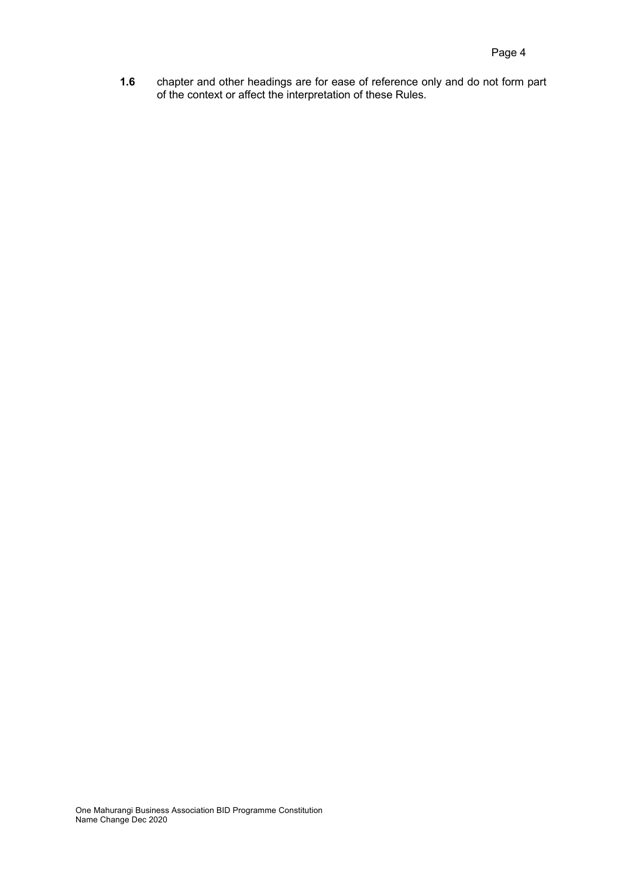**1.6** chapter and other headings are for ease of reference only and do not form part of the context or affect the interpretation of these Rules.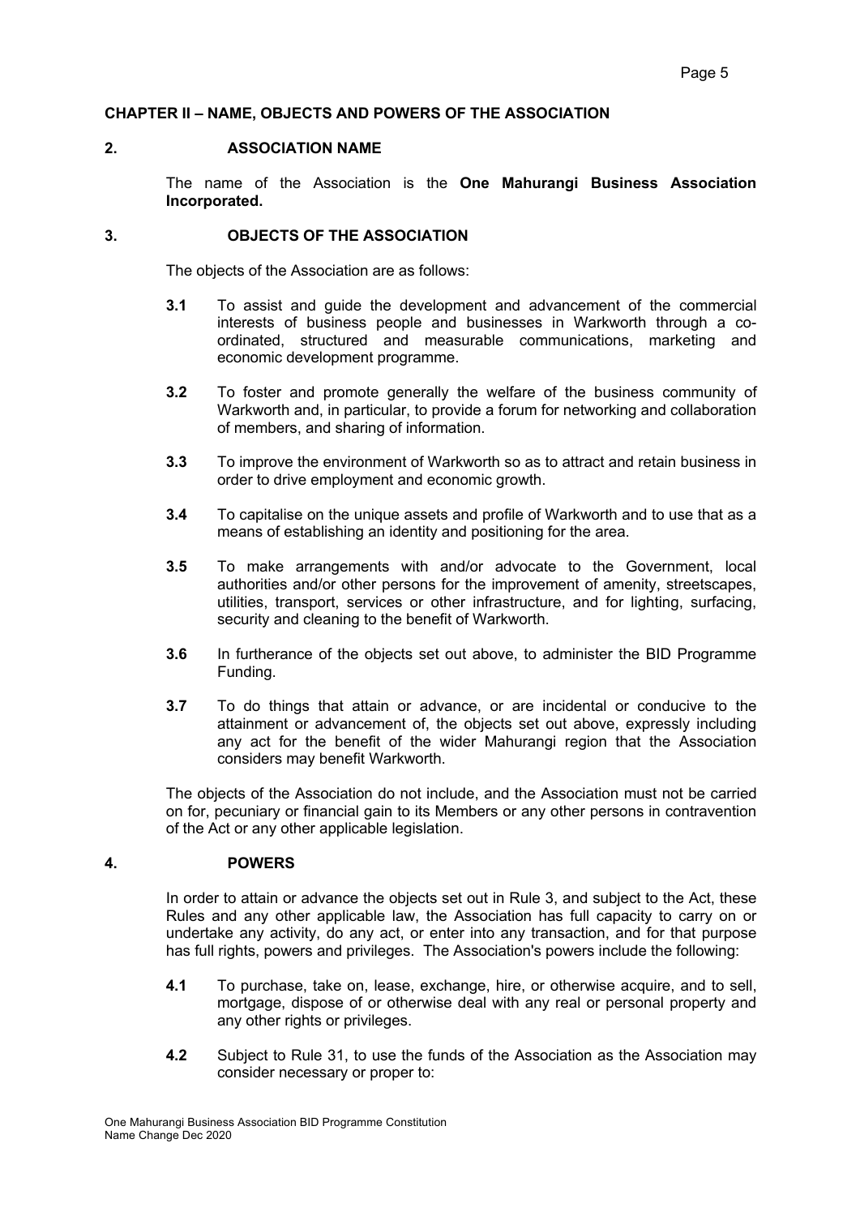## CHAPTER II – NAME, OBJECTS AND POWERS OF THE ASSOCIATION

### 2. ASSOCIATION NAME

The name of the Association is the **One Mahurangi Business Association Incorporated.**

### 3. OBJECTS OF THE ASSOCIATION

The objects of the Association are as follows:

**3.1** To assist and guide the development and advancement of the commercial interests of business people and businesses in Warkworth through a co-ordinated, structured and measurable communications, marketing and economic development programme.

**3.2** To foster and promote generally the welfare of the business community of Warkworth and, in particular, to provide a forum for networking and collaboration of members, and sharing of information.

**3.3** To improve the environment of Warkworth so as to attract and retain business in order to drive employment and economic growth.

**3.4** To capitalise on the unique assets and profile of Warkworth and to use that as a means of establishing an identity and positioning for the area.

**3.5** To make arrangements with and/or advocate to the Government, local authorities and/or other persons for the improvement of amenity, streetscapes, utilities, transport, services or other infrastructure, and for lighting, surfacing, security and cleaning to the benefit of Warkworth.

**3.6** In furtherance of the objects set out above, to administer the BID Programme Funding.

**3.7** To do things that attain or advance, or are incidental or conducive to the attainment or advancement of, the objects set out above, expressly including any act for the benefit of the wider Mahurangi region that the Association considers may benefit Warkworth.

The objects of the Association do not include, and the Association must not be carried on for, pecuniary or financial gain to its Members or any other persons in contravention of the Act or any other applicable legislation.

### 4. POWERS

In order to attain or advance the objects set out in Rule 3, and subject to the Act, these Rules and any other applicable law, the Association has full capacity to carry on or undertake any activity, do any act, or enter into any transaction, and for that purpose has full rights, powers and privileges. The Association's powers include the following:

**4.1** To purchase, take on, lease, exchange, hire, or otherwise acquire, and to sell, mortgage, dispose of or otherwise deal with any real or personal property and any other rights or privileges.

**4.2** Subject to Rule 31, to use the funds of the Association as the Association may consider necessary or proper to: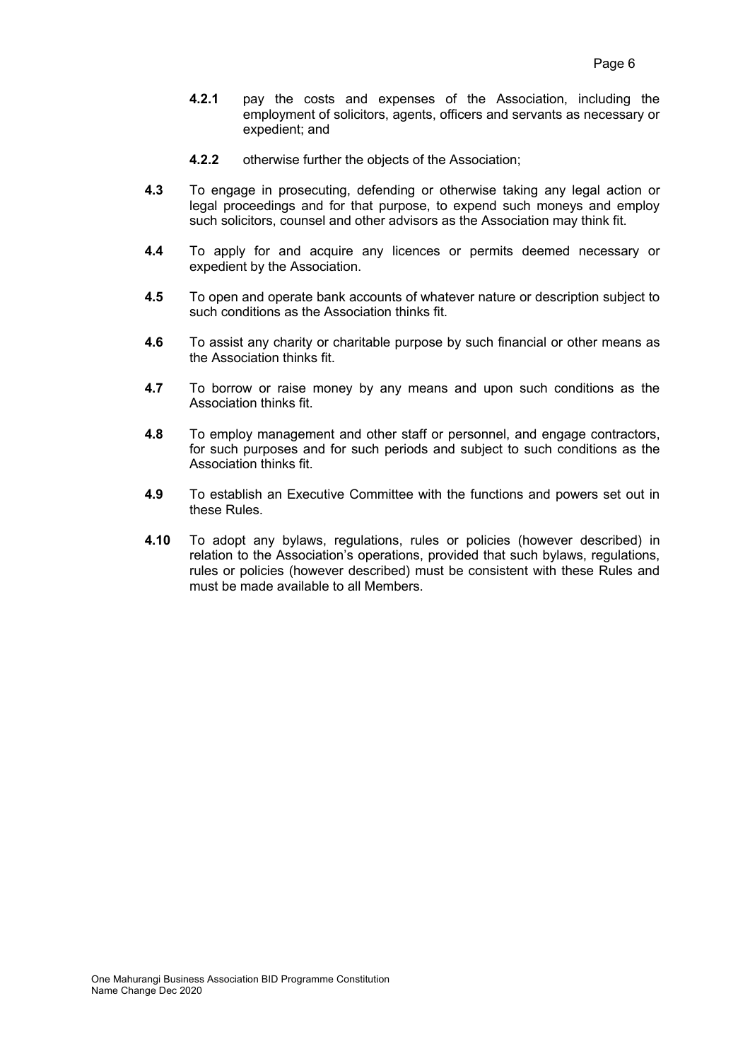**4.2.1** pay the costs and expenses of the Association, including the employment of solicitors, agents, officers and servants as necessary or expedient; and

**4.2.2** otherwise further the objects of the Association;

**4.3** To engage in prosecuting, defending or otherwise taking any legal action or legal proceedings and for that purpose, to expend such moneys and employ such solicitors, counsel and other advisors as the Association may think fit.

**4.4** To apply for and acquire any licences or permits deemed necessary or expedient by the Association.

**4.5** To open and operate bank accounts of whatever nature or description subject to such conditions as the Association thinks fit.

**4.6** To assist any charity or charitable purpose by such financial or other means as the Association thinks fit.

**4.7** To borrow or raise money by any means and upon such conditions as the Association thinks fit.

**4.8** To employ management and other staff or personnel, and engage contractors, for such purposes and for such periods and subject to such conditions as the Association thinks fit.

**4.9** To establish an Executive Committee with the functions and powers set out in these Rules.

**4.10** To adopt any bylaws, regulations, rules or policies (however described) in relation to the Association's operations, provided that such bylaws, regulations, rules or policies (however described) must be consistent with these Rules and must be made available to all Members.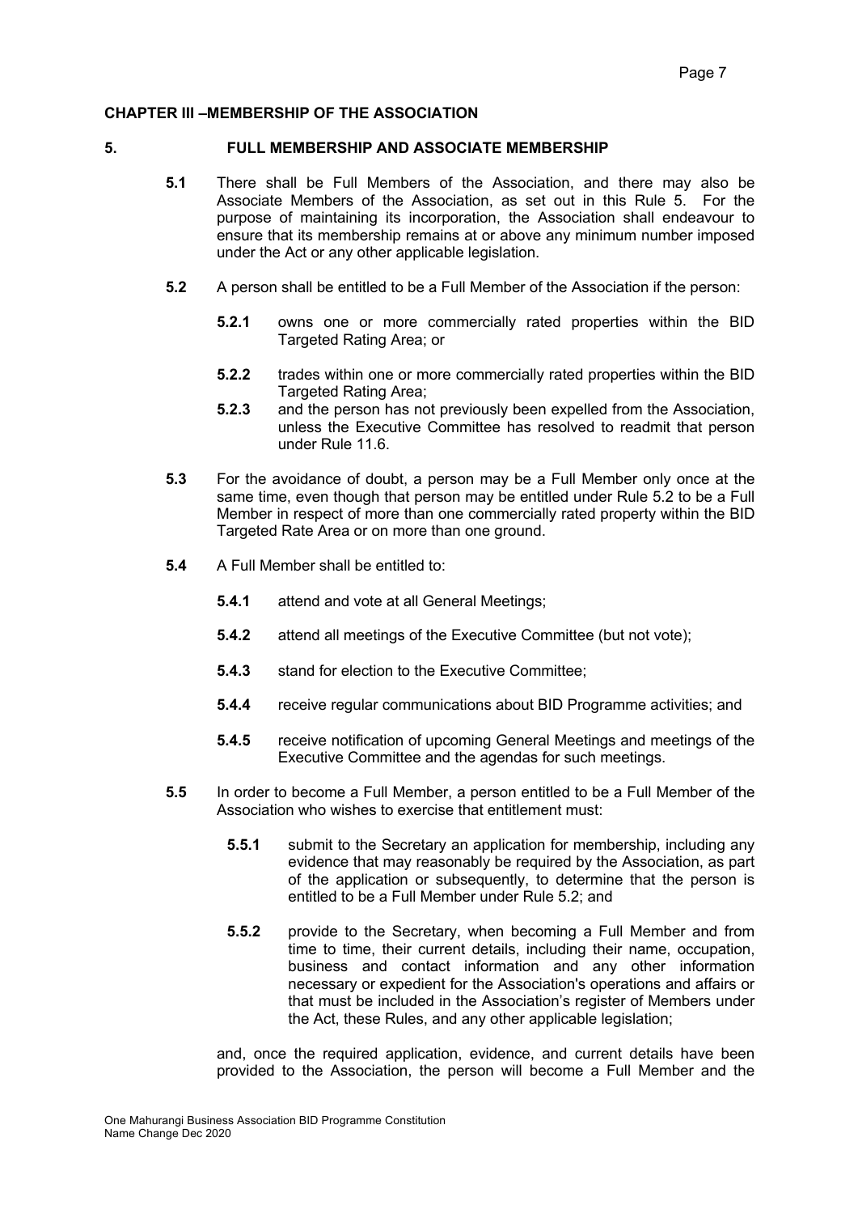## CHAPTER III –MEMBERSHIP OF THE ASSOCIATION

### 5. FULL MEMBERSHIP AND ASSOCIATE MEMBERSHIP

**5.1** There shall be Full Members of the Association, and there may also be Associate Members of the Association, as set out in this Rule 5. For the purpose of maintaining its incorporation, the Association shall endeavour to ensure that its membership remains at or above any minimum number imposed under the Act or any other applicable legislation.

**5.2** A person shall be entitled to be a Full Member of the Association if the person:

- **5.2.1** owns one or more commercially rated properties within the BID Targeted Rating Area; or
- **5.2.2** trades within one or more commercially rated properties within the BID Targeted Rating Area;
- **5.2.3** and the person has not previously been expelled from the Association, unless the Executive Committee has resolved to readmit that person under Rule 11.6.

**5.3** For the avoidance of doubt, a person may be a Full Member only once at the same time, even though that person may be entitled under Rule 5.2 to be a Full Member in respect of more than one commercially rated property within the BID Targeted Rate Area or on more than one ground.

**5.4** A Full Member shall be entitled to:

- **5.4.1** attend and vote at all General Meetings;
- **5.4.2** attend all meetings of the Executive Committee (but not vote);
- **5.4.3** stand for election to the Executive Committee;
- **5.4.4** receive regular communications about BID Programme activities; and
- **5.4.5** receive notification of upcoming General Meetings and meetings of the Executive Committee and the agendas for such meetings.

**5.5** In order to become a Full Member, a person entitled to be a Full Member of the Association who wishes to exercise that entitlement must:

- **5.5.1** submit to the Secretary an application for membership, including any evidence that may reasonably be required by the Association, as part of the application or subsequently, to determine that the person is entitled to be a Full Member under Rule 5.2; and
- **5.5.2** provide to the Secretary, when becoming a Full Member and from time to time, their current details, including their name, occupation, business and contact information and any other information necessary or expedient for the Association's operations and affairs or that must be included in the Association's register of Members under the Act, these Rules, and any other applicable legislation;

and, once the required application, evidence, and current details have been provided to the Association, the person will become a Full Member and the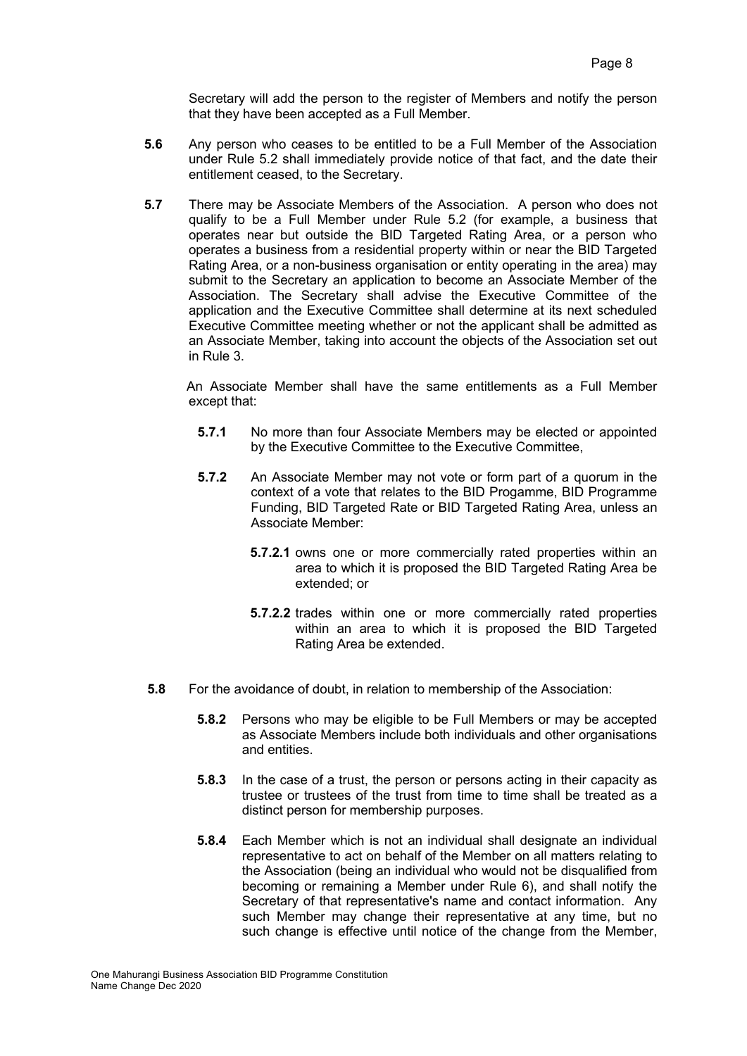Secretary will add the person to the register of Members and notify the person that they have been accepted as a Full Member.

**5.6** Any person who ceases to be entitled to be a Full Member of the Association under Rule 5.2 shall immediately provide notice of that fact, and the date their entitlement ceased, to the Secretary.

**5.7** There may be Associate Members of the Association. A person who does not qualify to be a Full Member under Rule 5.2 (for example, a business that operates near but outside the BID Targeted Rating Area, or a person who operates a business from a residential property within or near the BID Targeted Rating Area, or a non-business organisation or entity operating in the area) may submit to the Secretary an application to become an Associate Member of the Association. The Secretary shall advise the Executive Committee of the application and the Executive Committee shall determine at its next scheduled Executive Committee meeting whether or not the applicant shall be admitted as an Associate Member, taking into account the objects of the Association set out in Rule 3.

An Associate Member shall have the same entitlements as a Full Member except that:

**5.7.1** No more than four Associate Members may be elected or appointed by the Executive Committee to the Executive Committee,

**5.7.2** An Associate Member may not vote or form part of a quorum in the context of a vote that relates to the BID Progamme, BID Programme Funding, BID Targeted Rate or BID Targeted Rating Area, unless an Associate Member:

**5.7.2.1** owns one or more commercially rated properties within an area to which it is proposed the BID Targeted Rating Area be extended; or

**5.7.2.2** trades within one or more commercially rated properties within an area to which it is proposed the BID Targeted Rating Area be extended.

**5.8** For the avoidance of doubt, in relation to membership of the Association:

**5.8.2** Persons who may be eligible to be Full Members or may be accepted as Associate Members include both individuals and other organisations and entities.

**5.8.3** In the case of a trust, the person or persons acting in their capacity as trustee or trustees of the trust from time to time shall be treated as a distinct person for membership purposes.

**5.8.4** Each Member which is not an individual shall designate an individual representative to act on behalf of the Member on all matters relating to the Association (being an individual who would not be disqualified from becoming or remaining a Member under Rule 6), and shall notify the Secretary of that representative's name and contact information. Any such Member may change their representative at any time, but no such change is effective until notice of the change from the Member,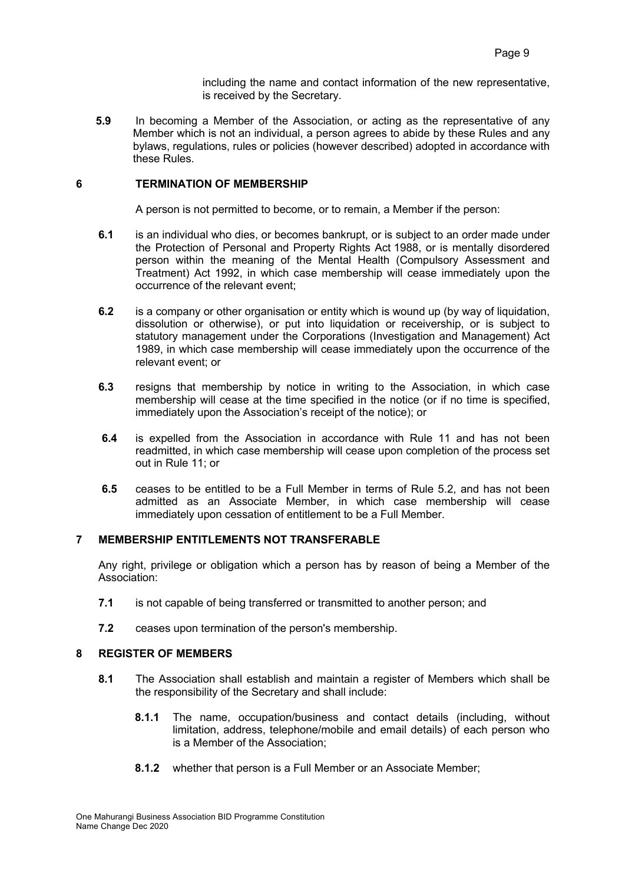including the name and contact information of the new representative, is received by the Secretary.

**5.9** In becoming a Member of the Association, or acting as the representative of any Member which is not an individual, a person agrees to abide by these Rules and any bylaws, regulations, rules or policies (however described) adopted in accordance with these Rules.

## 6 TERMINATION OF MEMBERSHIP

A person is not permitted to become, or to remain, a Member if the person:

**6.1** is an individual who dies, or becomes bankrupt, or is subject to an order made under the Protection of Personal and Property Rights Act 1988, or is mentally disordered person within the meaning of the Mental Health (Compulsory Assessment and Treatment) Act 1992, in which case membership will cease immediately upon the occurrence of the relevant event;

**6.2** is a company or other organisation or entity which is wound up (by way of liquidation, dissolution or otherwise), or put into liquidation or receivership, or is subject to statutory management under the Corporations (Investigation and Management) Act 1989, in which case membership will cease immediately upon the occurrence of the relevant event; or

**6.3** resigns that membership by notice in writing to the Association, in which case membership will cease at the time specified in the notice (or if no time is specified, immediately upon the Association's receipt of the notice); or

**6.4** is expelled from the Association in accordance with Rule 11 and has not been readmitted, in which case membership will cease upon completion of the process set out in Rule 11; or

**6.5** ceases to be entitled to be a Full Member in terms of Rule 5.2, and has not been admitted as an Associate Member, in which case membership will cease immediately upon cessation of entitlement to be a Full Member.

## 7 MEMBERSHIP ENTITLEMENTS NOT TRANSFERABLE

Any right, privilege or obligation which a person has by reason of being a Member of the Association:

**7.1** is not capable of being transferred or transmitted to another person; and

**7.2** ceases upon termination of the person's membership.

## 8 REGISTER OF MEMBERS

**8.1** The Association shall establish and maintain a register of Members which shall be the responsibility of the Secretary and shall include:

**8.1.1** The name, occupation/business and contact details (including, without limitation, address, telephone/mobile and email details) of each person who is a Member of the Association;

**8.1.2** whether that person is a Full Member or an Associate Member;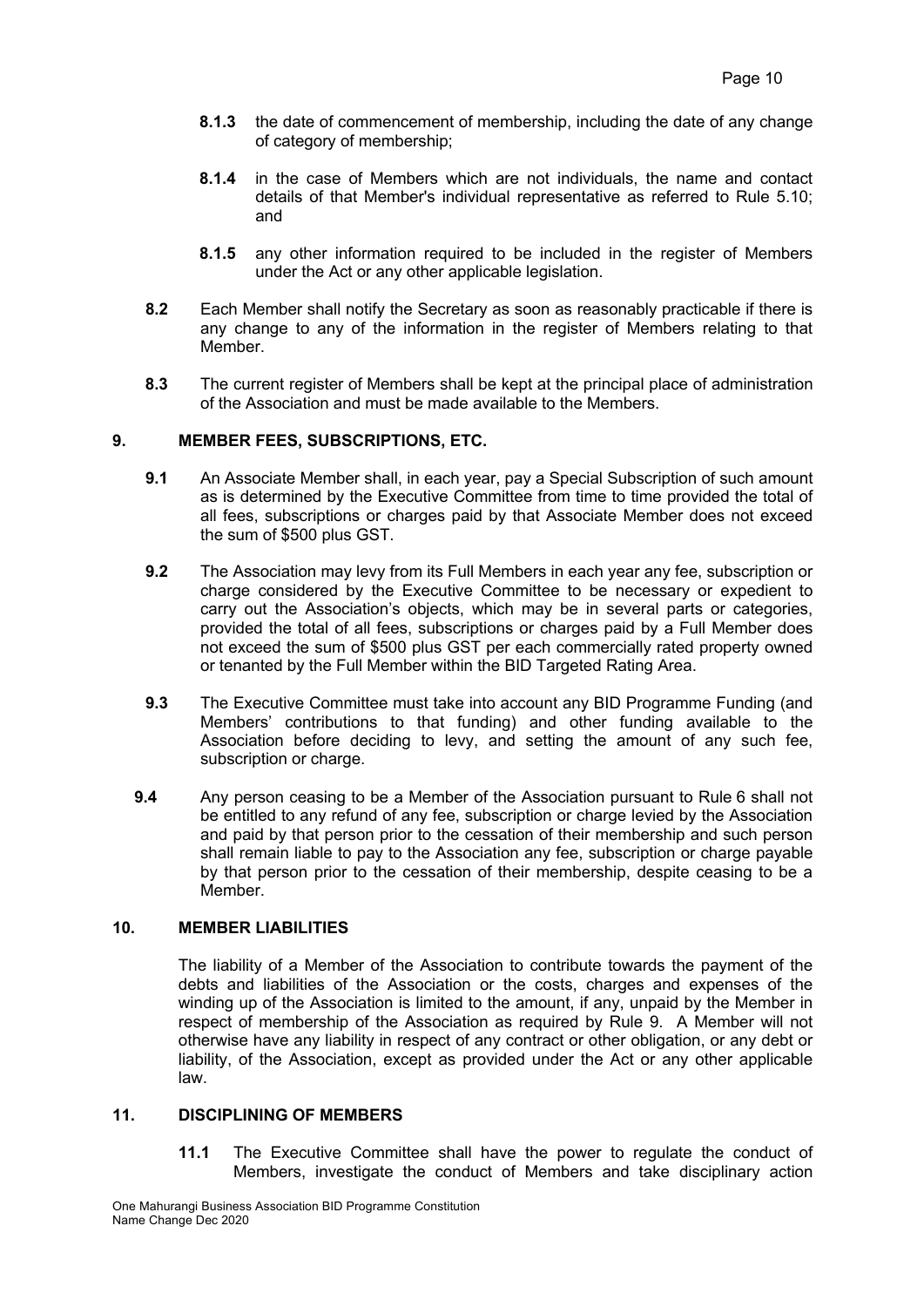**8.1.3** the date of commencement of membership, including the date of any change of category of membership;

**8.1.4** in the case of Members which are not individuals, the name and contact details of that Member's individual representative as referred to Rule 5.10; and

**8.1.5** any other information required to be included in the register of Members under the Act or any other applicable legislation.

**8.2** Each Member shall notify the Secretary as soon as reasonably practicable if there is any change to any of the information in the register of Members relating to that Member.

**8.3** The current register of Members shall be kept at the principal place of administration of the Association and must be made available to the Members.

## 9. MEMBER FEES, SUBSCRIPTIONS, ETC.

**9.1** An Associate Member shall, in each year, pay a Special Subscription of such amount as is determined by the Executive Committee from time to time provided the total of all fees, subscriptions or charges paid by that Associate Member does not exceed the sum of $500 plus GST.

**9.2** The Association may levy from its Full Members in each year any fee, subscription or charge considered by the Executive Committee to be necessary or expedient to carry out the Association's objects, which may be in several parts or categories, provided the total of all fees, subscriptions or charges paid by a Full Member does not exceed the sum of $500 plus GST per each commercially rated property owned or tenanted by the Full Member within the BID Targeted Rating Area.

**9.3** The Executive Committee must take into account any BID Programme Funding (and Members' contributions to that funding) and other funding available to the Association before deciding to levy, and setting the amount of any such fee, subscription or charge.

**9.4** Any person ceasing to be a Member of the Association pursuant to Rule 6 shall not be entitled to any refund of any fee, subscription or charge levied by the Association and paid by that person prior to the cessation of their membership and such person shall remain liable to pay to the Association any fee, subscription or charge payable by that person prior to the cessation of their membership, despite ceasing to be a Member.

## 10. MEMBER LIABILITIES

The liability of a Member of the Association to contribute towards the payment of the debts and liabilities of the Association or the costs, charges and expenses of the winding up of the Association is limited to the amount, if any, unpaid by the Member in respect of membership of the Association as required by Rule 9. A Member will not otherwise have any liability in respect of any contract or other obligation, or any debt or liability, of the Association, except as provided under the Act or any other applicable law.

## 11. DISCIPLINING OF MEMBERS

**11.1** The Executive Committee shall have the power to regulate the conduct of Members, investigate the conduct of Members and take disciplinary action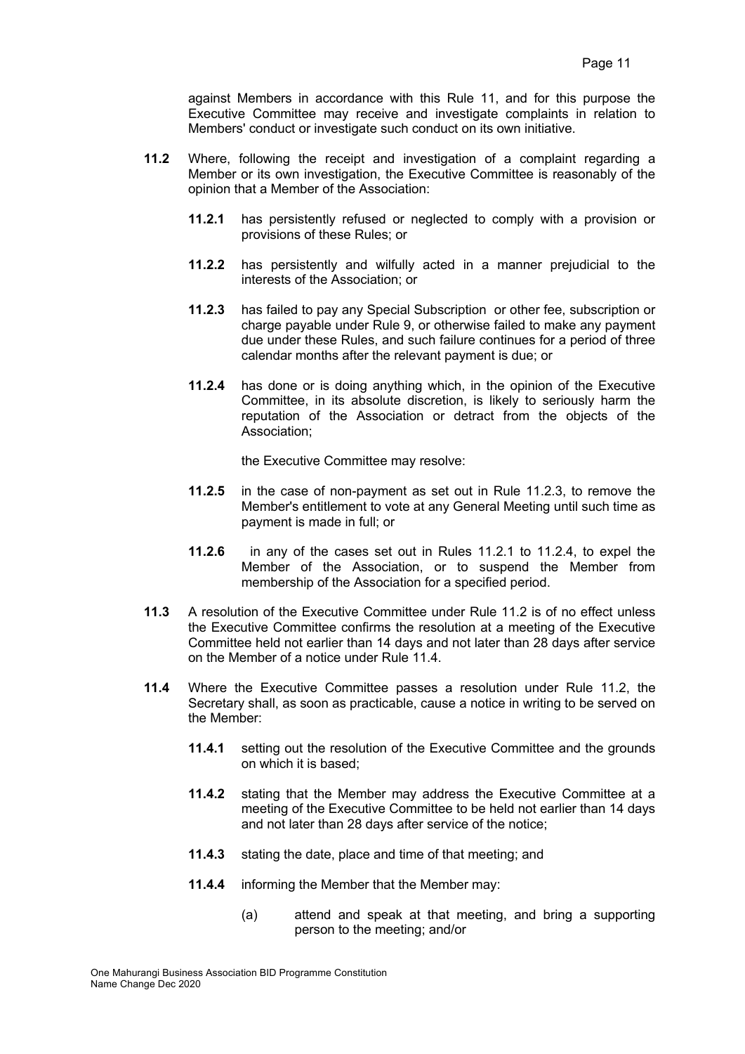against Members in accordance with this Rule 11, and for this purpose the Executive Committee may receive and investigate complaints in relation to Members' conduct or investigate such conduct on its own initiative.

**11.2** Where, following the receipt and investigation of a complaint regarding a Member or its own investigation, the Executive Committee is reasonably of the opinion that a Member of the Association:

**11.2.1** has persistently refused or neglected to comply with a provision or provisions of these Rules; or

**11.2.2** has persistently and wilfully acted in a manner prejudicial to the interests of the Association; or

**11.2.3** has failed to pay any Special Subscription or other fee, subscription or charge payable under Rule 9, or otherwise failed to make any payment due under these Rules, and such failure continues for a period of three calendar months after the relevant payment is due; or

**11.2.4** has done or is doing anything which, in the opinion of the Executive Committee, in its absolute discretion, is likely to seriously harm the reputation of the Association or detract from the objects of the Association;

the Executive Committee may resolve:

**11.2.5** in the case of non-payment as set out in Rule 11.2.3, to remove the Member's entitlement to vote at any General Meeting until such time as payment is made in full; or

**11.2.6** in any of the cases set out in Rules 11.2.1 to 11.2.4, to expel the Member of the Association, or to suspend the Member from membership of the Association for a specified period.

**11.3** A resolution of the Executive Committee under Rule 11.2 is of no effect unless the Executive Committee confirms the resolution at a meeting of the Executive Committee held not earlier than 14 days and not later than 28 days after service on the Member of a notice under Rule 11.4.

**11.4** Where the Executive Committee passes a resolution under Rule 11.2, the Secretary shall, as soon as practicable, cause a notice in writing to be served on the Member:

**11.4.1** setting out the resolution of the Executive Committee and the grounds on which it is based;

**11.4.2** stating that the Member may address the Executive Committee at a meeting of the Executive Committee to be held not earlier than 14 days and not later than 28 days after service of the notice;

**11.4.3** stating the date, place and time of that meeting; and

**11.4.4** informing the Member that the Member may:

(a) attend and speak at that meeting, and bring a supporting person to the meeting; and/or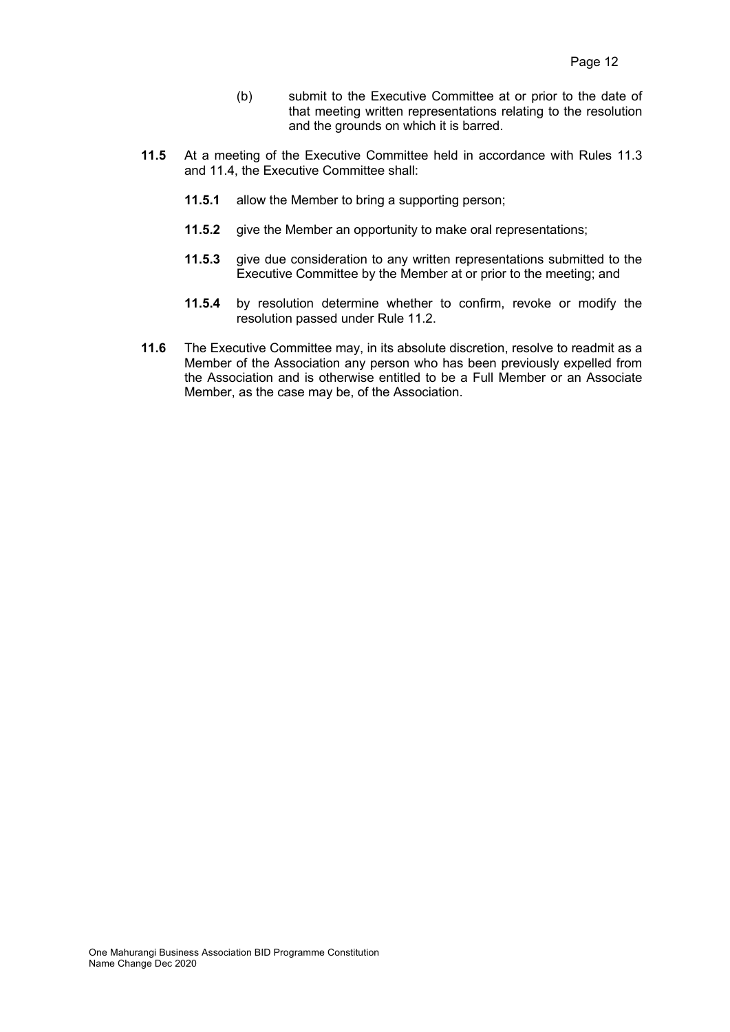(b) submit to the Executive Committee at or prior to the date of that meeting written representations relating to the resolution and the grounds on which it is barred.

**11.5** At a meeting of the Executive Committee held in accordance with Rules 11.3 and 11.4, the Executive Committee shall:

**11.5.1** allow the Member to bring a supporting person;

**11.5.2** give the Member an opportunity to make oral representations;

**11.5.3** give due consideration to any written representations submitted to the Executive Committee by the Member at or prior to the meeting; and

**11.5.4** by resolution determine whether to confirm, revoke or modify the resolution passed under Rule 11.2.

**11.6** The Executive Committee may, in its absolute discretion, resolve to readmit as a Member of the Association any person who has been previously expelled from the Association and is otherwise entitled to be a Full Member or an Associate Member, as the case may be, of the Association.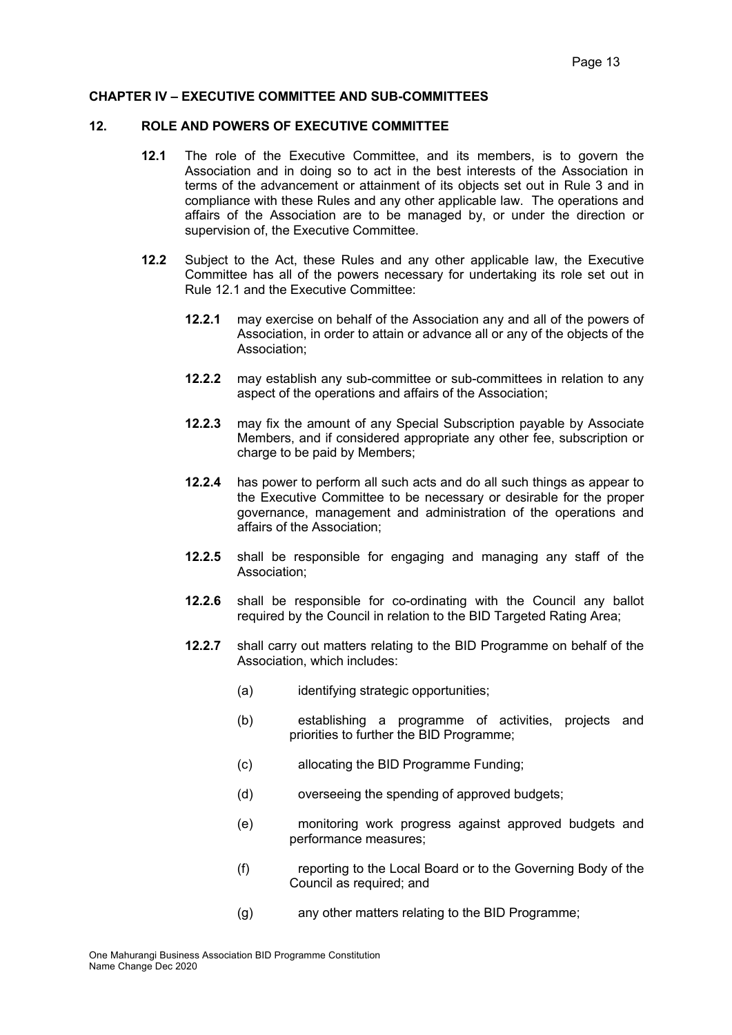## CHAPTER IV – EXECUTIVE COMMITTEE AND SUB-COMMITTEES

### 12. ROLE AND POWERS OF EXECUTIVE COMMITTEE

**12.1** The role of the Executive Committee, and its members, is to govern the Association and in doing so to act in the best interests of the Association in terms of the advancement or attainment of its objects set out in Rule 3 and in compliance with these Rules and any other applicable law. The operations and affairs of the Association are to be managed by, or under the direction or supervision of, the Executive Committee.

**12.2** Subject to the Act, these Rules and any other applicable law, the Executive Committee has all of the powers necessary for undertaking its role set out in Rule 12.1 and the Executive Committee:

**12.2.1** may exercise on behalf of the Association any and all of the powers of Association, in order to attain or advance all or any of the objects of the Association;

**12.2.2** may establish any sub-committee or sub-committees in relation to any aspect of the operations and affairs of the Association;

**12.2.3** may fix the amount of any Special Subscription payable by Associate Members, and if considered appropriate any other fee, subscription or charge to be paid by Members;

**12.2.4** has power to perform all such acts and do all such things as appear to the Executive Committee to be necessary or desirable for the proper governance, management and administration of the operations and affairs of the Association;

**12.2.5** shall be responsible for engaging and managing any staff of the Association;

**12.2.6** shall be responsible for co-ordinating with the Council any ballot required by the Council in relation to the BID Targeted Rating Area;

**12.2.7** shall carry out matters relating to the BID Programme on behalf of the Association, which includes:

(a) identifying strategic opportunities;

(b) establishing a programme of activities, projects and priorities to further the BID Programme;

(c) allocating the BID Programme Funding;

(d) overseeing the spending of approved budgets;

(e) monitoring work progress against approved budgets and performance measures;

(f) reporting to the Local Board or to the Governing Body of the Council as required; and

(g) any other matters relating to the BID Programme;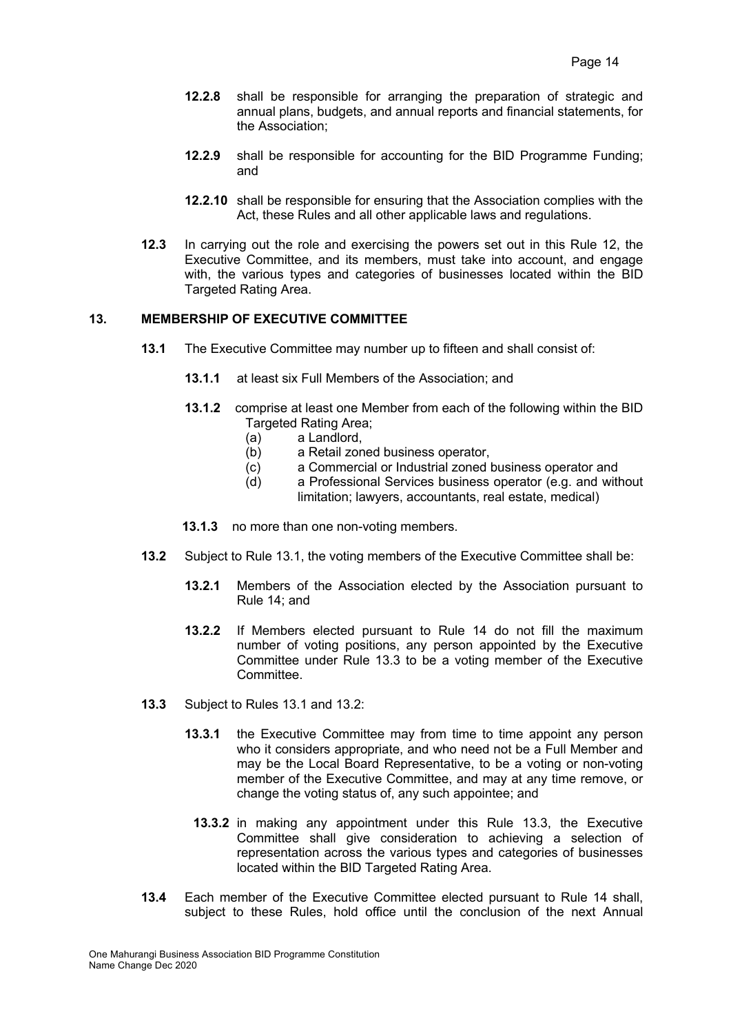**12.2.8** shall be responsible for arranging the preparation of strategic and annual plans, budgets, and annual reports and financial statements, for the Association;

**12.2.9** shall be responsible for accounting for the BID Programme Funding; and

**12.2.10** shall be responsible for ensuring that the Association complies with the Act, these Rules and all other applicable laws and regulations.

**12.3** In carrying out the role and exercising the powers set out in this Rule 12, the Executive Committee, and its members, must take into account, and engage with, the various types and categories of businesses located within the BID Targeted Rating Area.

## 13. MEMBERSHIP OF EXECUTIVE COMMITTEE

**13.1** The Executive Committee may number up to fifteen and shall consist of:

**13.1.1** at least six Full Members of the Association; and

**13.1.2** comprise at least one Member from each of the following within the BID Targeted Rating Area;

(a) a Landlord,
(b) a Retail zoned business operator,
(c) a Commercial or Industrial zoned business operator and
(d) a Professional Services business operator (e.g. and without limitation; lawyers, accountants, real estate, medical)

**13.1.3** no more than one non-voting members.

**13.2** Subject to Rule 13.1, the voting members of the Executive Committee shall be:

**13.2.1** Members of the Association elected by the Association pursuant to Rule 14; and

**13.2.2** If Members elected pursuant to Rule 14 do not fill the maximum number of voting positions, any person appointed by the Executive Committee under Rule 13.3 to be a voting member of the Executive Committee.

**13.3** Subject to Rules 13.1 and 13.2:

**13.3.1** the Executive Committee may from time to time appoint any person who it considers appropriate, and who need not be a Full Member and may be the Local Board Representative, to be a voting or non-voting member of the Executive Committee, and may at any time remove, or change the voting status of, any such appointee; and

**13.3.2** in making any appointment under this Rule 13.3, the Executive Committee shall give consideration to achieving a selection of representation across the various types and categories of businesses located within the BID Targeted Rating Area.

**13.4** Each member of the Executive Committee elected pursuant to Rule 14 shall, subject to these Rules, hold office until the conclusion of the next Annual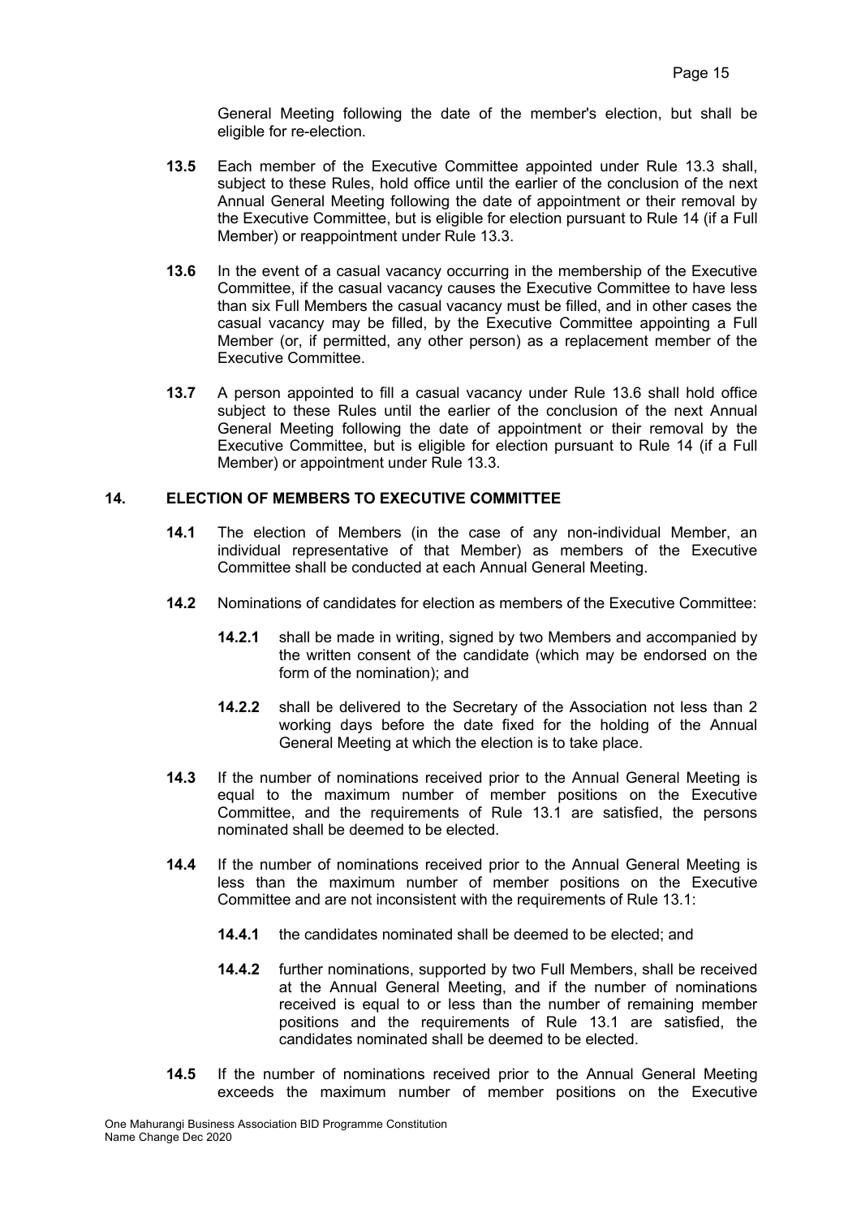General Meeting following the date of the member's election, but shall be eligible for re-election.

**13.5** Each member of the Executive Committee appointed under Rule 13.3 shall, subject to these Rules, hold office until the earlier of the conclusion of the next Annual General Meeting following the date of appointment or their removal by the Executive Committee, but is eligible for election pursuant to Rule 14 (if a Full Member) or reappointment under Rule 13.3.

**13.6** In the event of a casual vacancy occurring in the membership of the Executive Committee, if the casual vacancy causes the Executive Committee to have less than six Full Members the casual vacancy must be filled, and in other cases the casual vacancy may be filled, by the Executive Committee appointing a Full Member (or, if permitted, any other person) as a replacement member of the Executive Committee.

**13.7** A person appointed to fill a casual vacancy under Rule 13.6 shall hold office subject to these Rules until the earlier of the conclusion of the next Annual General Meeting following the date of appointment or their removal by the Executive Committee, but is eligible for election pursuant to Rule 14 (if a Full Member) or appointment under Rule 13.3.

## 14. ELECTION OF MEMBERS TO EXECUTIVE COMMITTEE

**14.1** The election of Members (in the case of any non-individual Member, an individual representative of that Member) as members of the Executive Committee shall be conducted at each Annual General Meeting.

**14.2** Nominations of candidates for election as members of the Executive Committee:

**14.2.1** shall be made in writing, signed by two Members and accompanied by the written consent of the candidate (which may be endorsed on the form of the nomination); and

**14.2.2** shall be delivered to the Secretary of the Association not less than 2 working days before the date fixed for the holding of the Annual General Meeting at which the election is to take place.

**14.3** If the number of nominations received prior to the Annual General Meeting is equal to the maximum number of member positions on the Executive Committee, and the requirements of Rule 13.1 are satisfied, the persons nominated shall be deemed to be elected.

**14.4** If the number of nominations received prior to the Annual General Meeting is less than the maximum number of member positions on the Executive Committee and are not inconsistent with the requirements of Rule 13.1:

**14.4.1** the candidates nominated shall be deemed to be elected; and

**14.4.2** further nominations, supported by two Full Members, shall be received at the Annual General Meeting, and if the number of nominations received is equal to or less than the number of remaining member positions and the requirements of Rule 13.1 are satisfied, the candidates nominated shall be deemed to be elected.

**14.5** If the number of nominations received prior to the Annual General Meeting exceeds the maximum number of member positions on the Executive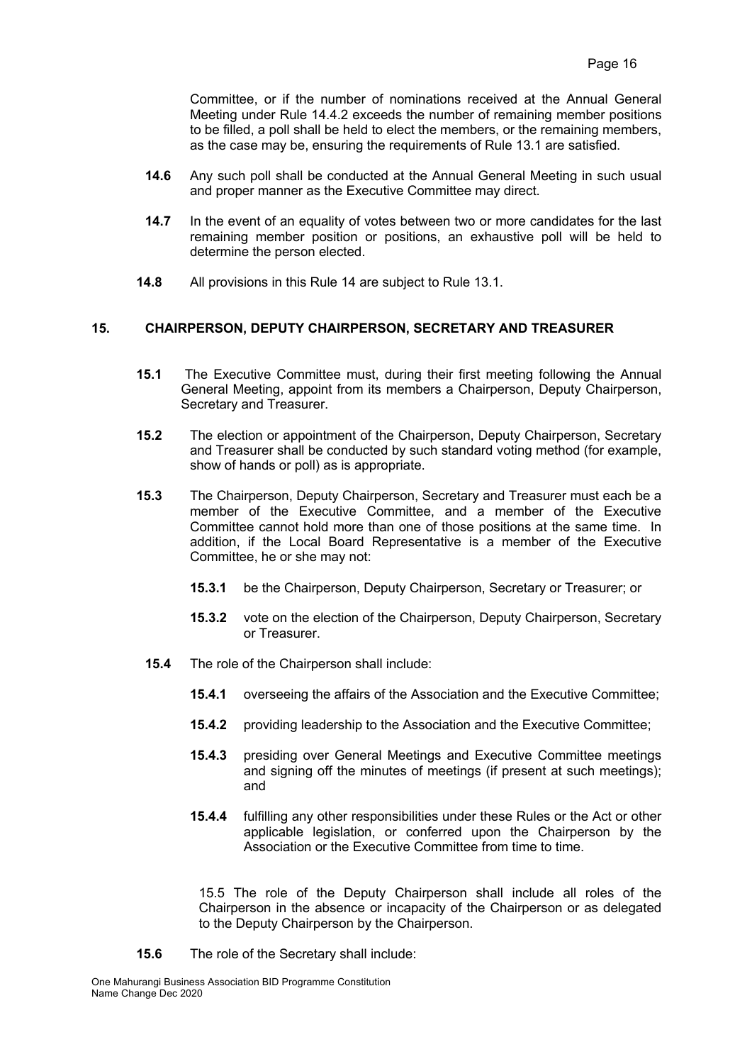Committee, or if the number of nominations received at the Annual General Meeting under Rule 14.4.2 exceeds the number of remaining member positions to be filled, a poll shall be held to elect the members, or the remaining members, as the case may be, ensuring the requirements of Rule 13.1 are satisfied.

**14.6** Any such poll shall be conducted at the Annual General Meeting in such usual and proper manner as the Executive Committee may direct.

**14.7** In the event of an equality of votes between two or more candidates for the last remaining member position or positions, an exhaustive poll will be held to determine the person elected.

**14.8** All provisions in this Rule 14 are subject to Rule 13.1.

## 15. CHAIRPERSON, DEPUTY CHAIRPERSON, SECRETARY AND TREASURER

**15.1** The Executive Committee must, during their first meeting following the Annual General Meeting, appoint from its members a Chairperson, Deputy Chairperson, Secretary and Treasurer.

**15.2** The election or appointment of the Chairperson, Deputy Chairperson, Secretary and Treasurer shall be conducted by such standard voting method (for example, show of hands or poll) as is appropriate.

**15.3** The Chairperson, Deputy Chairperson, Secretary and Treasurer must each be a member of the Executive Committee, and a member of the Executive Committee cannot hold more than one of those positions at the same time. In addition, if the Local Board Representative is a member of the Executive Committee, he or she may not:

**15.3.1** be the Chairperson, Deputy Chairperson, Secretary or Treasurer; or

**15.3.2** vote on the election of the Chairperson, Deputy Chairperson, Secretary or Treasurer.

**15.4** The role of the Chairperson shall include:

**15.4.1** overseeing the affairs of the Association and the Executive Committee;

**15.4.2** providing leadership to the Association and the Executive Committee;

**15.4.3** presiding over General Meetings and Executive Committee meetings and signing off the minutes of meetings (if present at such meetings); and

**15.4.4** fulfilling any other responsibilities under these Rules or the Act or other applicable legislation, or conferred upon the Chairperson by the Association or the Executive Committee from time to time.

15.5 The role of the Deputy Chairperson shall include all roles of the Chairperson in the absence or incapacity of the Chairperson or as delegated to the Deputy Chairperson by the Chairperson.

**15.6** The role of the Secretary shall include: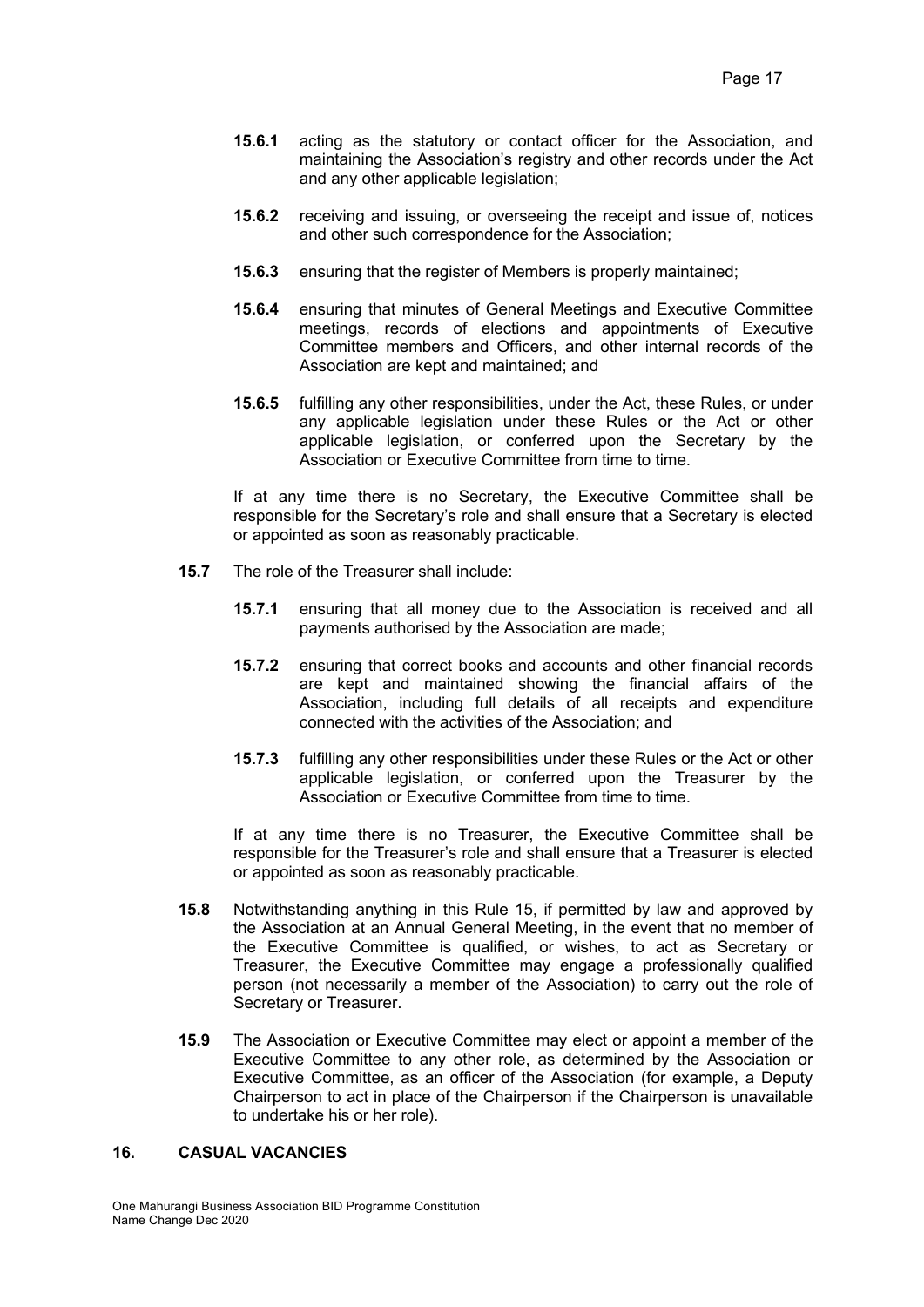**15.6.1** acting as the statutory or contact officer for the Association, and maintaining the Association's registry and other records under the Act and any other applicable legislation;

**15.6.2** receiving and issuing, or overseeing the receipt and issue of, notices and other such correspondence for the Association;

**15.6.3** ensuring that the register of Members is properly maintained;

**15.6.4** ensuring that minutes of General Meetings and Executive Committee meetings, records of elections and appointments of Executive Committee members and Officers, and other internal records of the Association are kept and maintained; and

**15.6.5** fulfilling any other responsibilities, under the Act, these Rules, or under any applicable legislation under these Rules or the Act or other applicable legislation, or conferred upon the Secretary by the Association or Executive Committee from time to time.

If at any time there is no Secretary, the Executive Committee shall be responsible for the Secretary's role and shall ensure that a Secretary is elected or appointed as soon as reasonably practicable.

**15.7** The role of the Treasurer shall include:

**15.7.1** ensuring that all money due to the Association is received and all payments authorised by the Association are made;

**15.7.2** ensuring that correct books and accounts and other financial records are kept and maintained showing the financial affairs of the Association, including full details of all receipts and expenditure connected with the activities of the Association; and

**15.7.3** fulfilling any other responsibilities under these Rules or the Act or other applicable legislation, or conferred upon the Treasurer by the Association or Executive Committee from time to time.

If at any time there is no Treasurer, the Executive Committee shall be responsible for the Treasurer's role and shall ensure that a Treasurer is elected or appointed as soon as reasonably practicable.

**15.8** Notwithstanding anything in this Rule 15, if permitted by law and approved by the Association at an Annual General Meeting, in the event that no member of the Executive Committee is qualified, or wishes, to act as Secretary or Treasurer, the Executive Committee may engage a professionally qualified person (not necessarily a member of the Association) to carry out the role of Secretary or Treasurer.

**15.9** The Association or Executive Committee may elect or appoint a member of the Executive Committee to any other role, as determined by the Association or Executive Committee, as an officer of the Association (for example, a Deputy Chairperson to act in place of the Chairperson if the Chairperson is unavailable to undertake his or her role).

## 16. CASUAL VACANCIES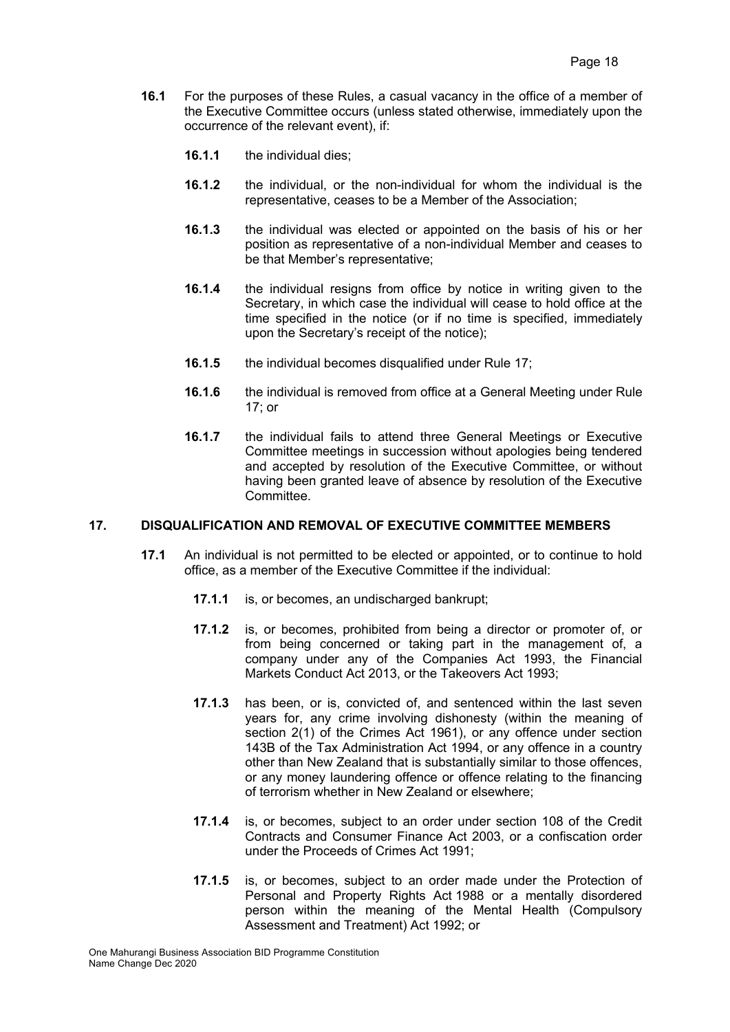**16.1** For the purposes of these Rules, a casual vacancy in the office of a member of the Executive Committee occurs (unless stated otherwise, immediately upon the occurrence of the relevant event), if:

**16.1.1** the individual dies;

**16.1.2** the individual, or the non-individual for whom the individual is the representative, ceases to be a Member of the Association;

**16.1.3** the individual was elected or appointed on the basis of his or her position as representative of a non-individual Member and ceases to be that Member's representative;

**16.1.4** the individual resigns from office by notice in writing given to the Secretary, in which case the individual will cease to hold office at the time specified in the notice (or if no time is specified, immediately upon the Secretary's receipt of the notice);

**16.1.5** the individual becomes disqualified under Rule 17;

**16.1.6** the individual is removed from office at a General Meeting under Rule 17; or

**16.1.7** the individual fails to attend three General Meetings or Executive Committee meetings in succession without apologies being tendered and accepted by resolution of the Executive Committee, or without having been granted leave of absence by resolution of the Executive Committee.

## 17. DISQUALIFICATION AND REMOVAL OF EXECUTIVE COMMITTEE MEMBERS

**17.1** An individual is not permitted to be elected or appointed, or to continue to hold office, as a member of the Executive Committee if the individual:

**17.1.1** is, or becomes, an undischarged bankrupt;

**17.1.2** is, or becomes, prohibited from being a director or promoter of, or from being concerned or taking part in the management of, a company under any of the Companies Act 1993, the Financial Markets Conduct Act 2013, or the Takeovers Act 1993;

**17.1.3** has been, or is, convicted of, and sentenced within the last seven years for, any crime involving dishonesty (within the meaning of section 2(1) of the Crimes Act 1961), or any offence under section 143B of the Tax Administration Act 1994, or any offence in a country other than New Zealand that is substantially similar to those offences, or any money laundering offence or offence relating to the financing of terrorism whether in New Zealand or elsewhere;

**17.1.4** is, or becomes, subject to an order under section 108 of the Credit Contracts and Consumer Finance Act 2003, or a confiscation order under the Proceeds of Crimes Act 1991;

**17.1.5** is, or becomes, subject to an order made under the Protection of Personal and Property Rights Act 1988 or a mentally disordered person within the meaning of the Mental Health (Compulsory Assessment and Treatment) Act 1992; or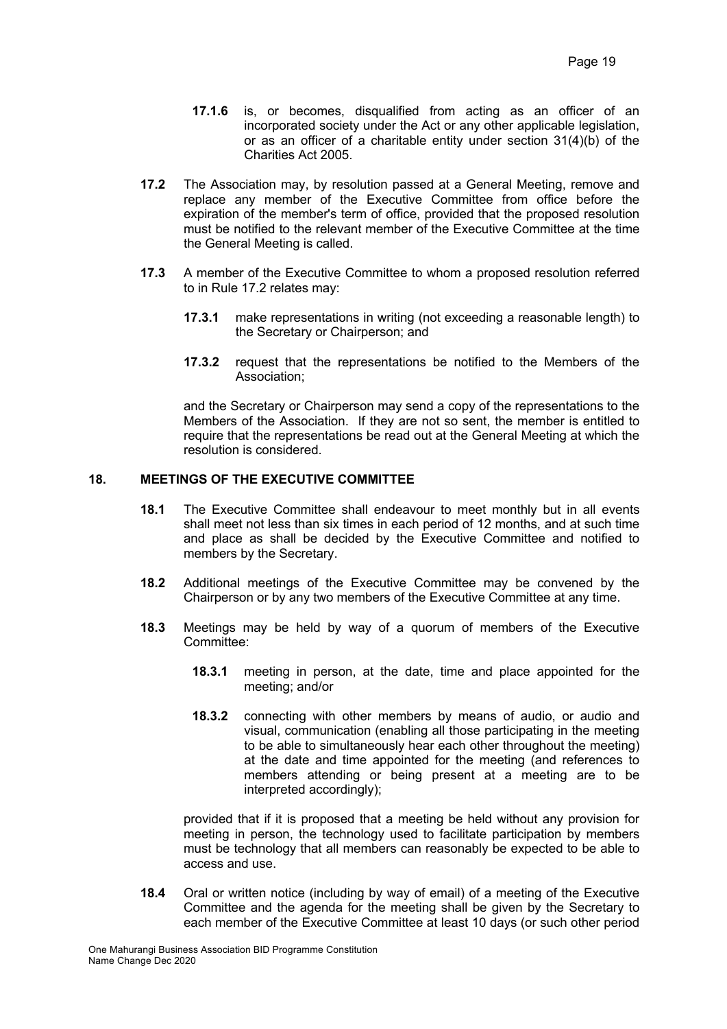**17.1.6** is, or becomes, disqualified from acting as an officer of an incorporated society under the Act or any other applicable legislation, or as an officer of a charitable entity under section 31(4)(b) of the Charities Act 2005.

**17.2** The Association may, by resolution passed at a General Meeting, remove and replace any member of the Executive Committee from office before the expiration of the member's term of office, provided that the proposed resolution must be notified to the relevant member of the Executive Committee at the time the General Meeting is called.

**17.3** A member of the Executive Committee to whom a proposed resolution referred to in Rule 17.2 relates may:

**17.3.1** make representations in writing (not exceeding a reasonable length) to the Secretary or Chairperson; and

**17.3.2** request that the representations be notified to the Members of the Association;

and the Secretary or Chairperson may send a copy of the representations to the Members of the Association. If they are not so sent, the member is entitled to require that the representations be read out at the General Meeting at which the resolution is considered.

## 18. MEETINGS OF THE EXECUTIVE COMMITTEE

**18.1** The Executive Committee shall endeavour to meet monthly but in all events shall meet not less than six times in each period of 12 months, and at such time and place as shall be decided by the Executive Committee and notified to members by the Secretary.

**18.2** Additional meetings of the Executive Committee may be convened by the Chairperson or by any two members of the Executive Committee at any time.

**18.3** Meetings may be held by way of a quorum of members of the Executive Committee:

**18.3.1** meeting in person, at the date, time and place appointed for the meeting; and/or

**18.3.2** connecting with other members by means of audio, or audio and visual, communication (enabling all those participating in the meeting to be able to simultaneously hear each other throughout the meeting) at the date and time appointed for the meeting (and references to members attending or being present at a meeting are to be interpreted accordingly);

provided that if it is proposed that a meeting be held without any provision for meeting in person, the technology used to facilitate participation by members must be technology that all members can reasonably be expected to be able to access and use.

**18.4** Oral or written notice (including by way of email) of a meeting of the Executive Committee and the agenda for the meeting shall be given by the Secretary to each member of the Executive Committee at least 10 days (or such other period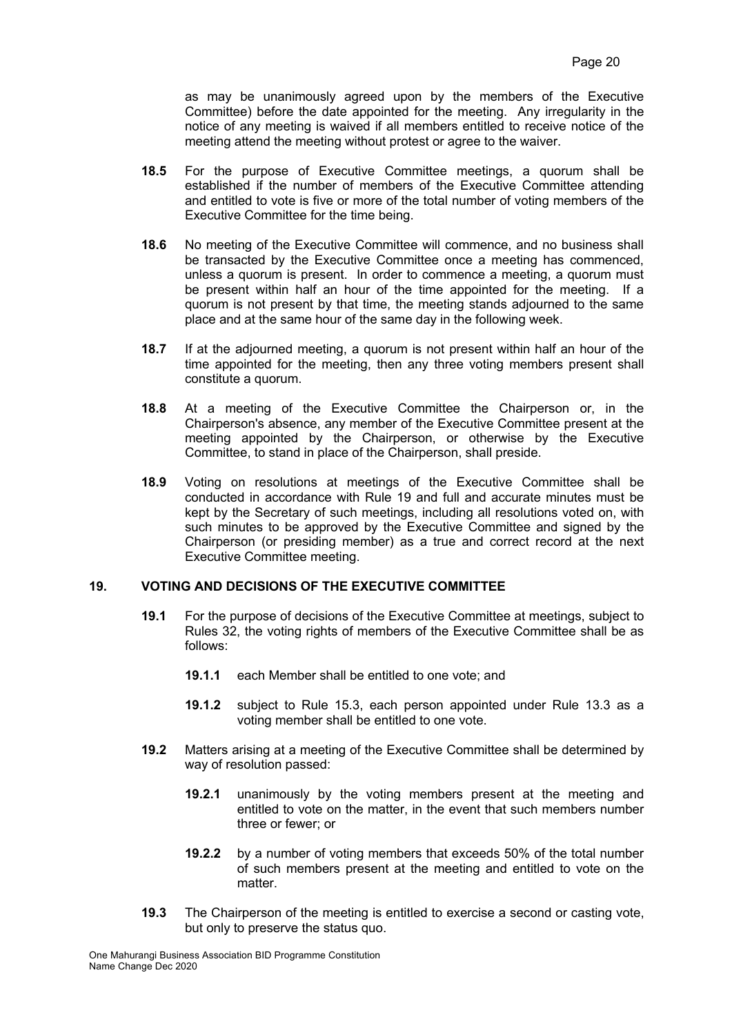as may be unanimously agreed upon by the members of the Executive Committee) before the date appointed for the meeting. Any irregularity in the notice of any meeting is waived if all members entitled to receive notice of the meeting attend the meeting without protest or agree to the waiver.

**18.5** For the purpose of Executive Committee meetings, a quorum shall be established if the number of members of the Executive Committee attending and entitled to vote is five or more of the total number of voting members of the Executive Committee for the time being.

**18.6** No meeting of the Executive Committee will commence, and no business shall be transacted by the Executive Committee once a meeting has commenced, unless a quorum is present. In order to commence a meeting, a quorum must be present within half an hour of the time appointed for the meeting. If a quorum is not present by that time, the meeting stands adjourned to the same place and at the same hour of the same day in the following week.

**18.7** If at the adjourned meeting, a quorum is not present within half an hour of the time appointed for the meeting, then any three voting members present shall constitute a quorum.

**18.8** At a meeting of the Executive Committee the Chairperson or, in the Chairperson's absence, any member of the Executive Committee present at the meeting appointed by the Chairperson, or otherwise by the Executive Committee, to stand in place of the Chairperson, shall preside.

**18.9** Voting on resolutions at meetings of the Executive Committee shall be conducted in accordance with Rule 19 and full and accurate minutes must be kept by the Secretary of such meetings, including all resolutions voted on, with such minutes to be approved by the Executive Committee and signed by the Chairperson (or presiding member) as a true and correct record at the next Executive Committee meeting.

## 19. VOTING AND DECISIONS OF THE EXECUTIVE COMMITTEE

**19.1** For the purpose of decisions of the Executive Committee at meetings, subject to Rules 32, the voting rights of members of the Executive Committee shall be as follows:

**19.1.1** each Member shall be entitled to one vote; and

**19.1.2** subject to Rule 15.3, each person appointed under Rule 13.3 as a voting member shall be entitled to one vote.

**19.2** Matters arising at a meeting of the Executive Committee shall be determined by way of resolution passed:

**19.2.1** unanimously by the voting members present at the meeting and entitled to vote on the matter, in the event that such members number three or fewer; or

**19.2.2** by a number of voting members that exceeds 50% of the total number of such members present at the meeting and entitled to vote on the matter.

**19.3** The Chairperson of the meeting is entitled to exercise a second or casting vote, but only to preserve the status quo.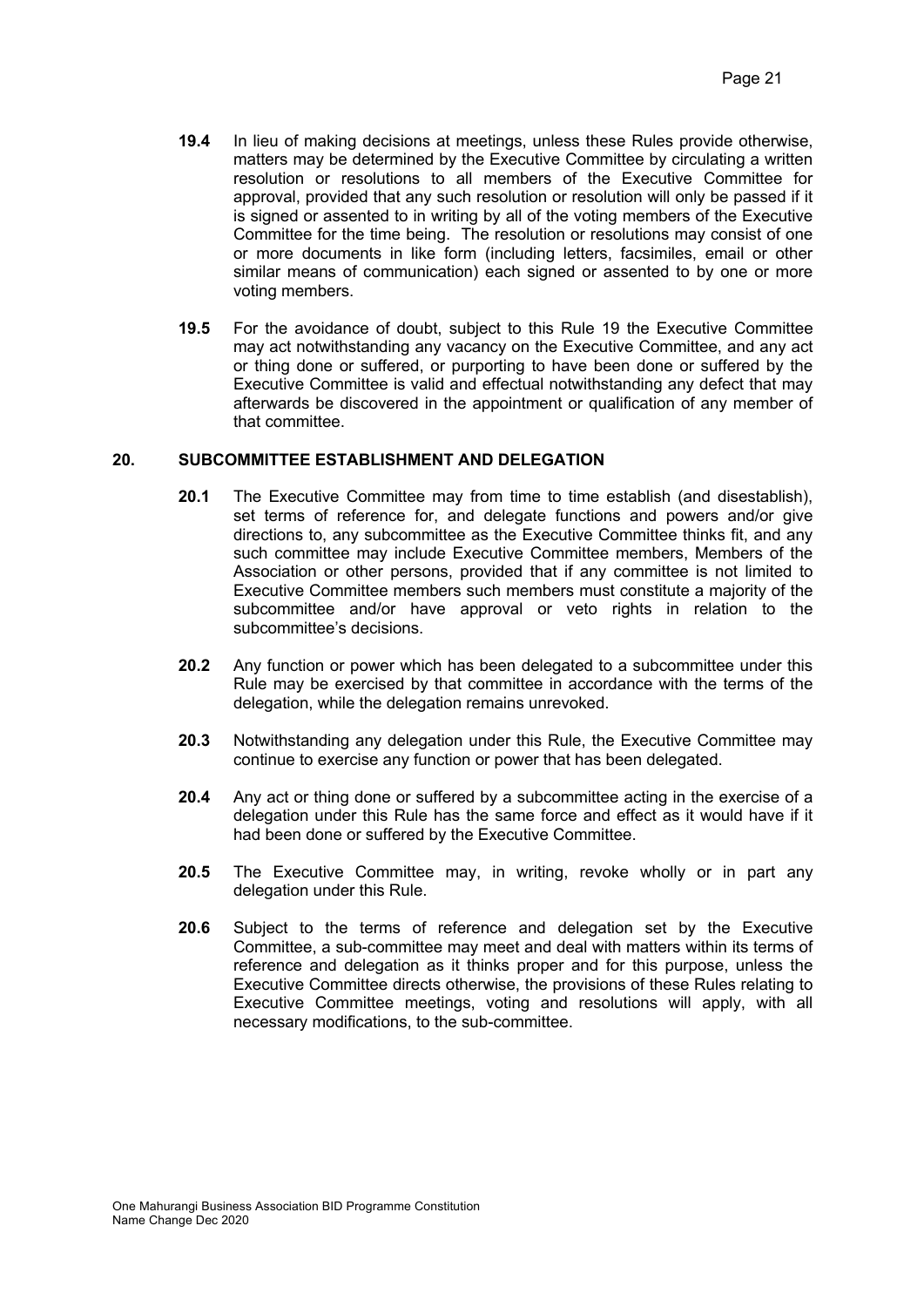**19.4** In lieu of making decisions at meetings, unless these Rules provide otherwise, matters may be determined by the Executive Committee by circulating a written resolution or resolutions to all members of the Executive Committee for approval, provided that any such resolution or resolution will only be passed if it is signed or assented to in writing by all of the voting members of the Executive Committee for the time being. The resolution or resolutions may consist of one or more documents in like form (including letters, facsimiles, email or other similar means of communication) each signed or assented to by one or more voting members.

**19.5** For the avoidance of doubt, subject to this Rule 19 the Executive Committee may act notwithstanding any vacancy on the Executive Committee, and any act or thing done or suffered, or purporting to have been done or suffered by the Executive Committee is valid and effectual notwithstanding any defect that may afterwards be discovered in the appointment or qualification of any member of that committee.

## 20. SUBCOMMITTEE ESTABLISHMENT AND DELEGATION

**20.1** The Executive Committee may from time to time establish (and disestablish), set terms of reference for, and delegate functions and powers and/or give directions to, any subcommittee as the Executive Committee thinks fit, and any such committee may include Executive Committee members, Members of the Association or other persons, provided that if any committee is not limited to Executive Committee members such members must constitute a majority of the subcommittee and/or have approval or veto rights in relation to the subcommittee's decisions.

**20.2** Any function or power which has been delegated to a subcommittee under this Rule may be exercised by that committee in accordance with the terms of the delegation, while the delegation remains unrevoked.

**20.3** Notwithstanding any delegation under this Rule, the Executive Committee may continue to exercise any function or power that has been delegated.

**20.4** Any act or thing done or suffered by a subcommittee acting in the exercise of a delegation under this Rule has the same force and effect as it would have if it had been done or suffered by the Executive Committee.

**20.5** The Executive Committee may, in writing, revoke wholly or in part any delegation under this Rule.

**20.6** Subject to the terms of reference and delegation set by the Executive Committee, a sub-committee may meet and deal with matters within its terms of reference and delegation as it thinks proper and for this purpose, unless the Executive Committee directs otherwise, the provisions of these Rules relating to Executive Committee meetings, voting and resolutions will apply, with all necessary modifications, to the sub-committee.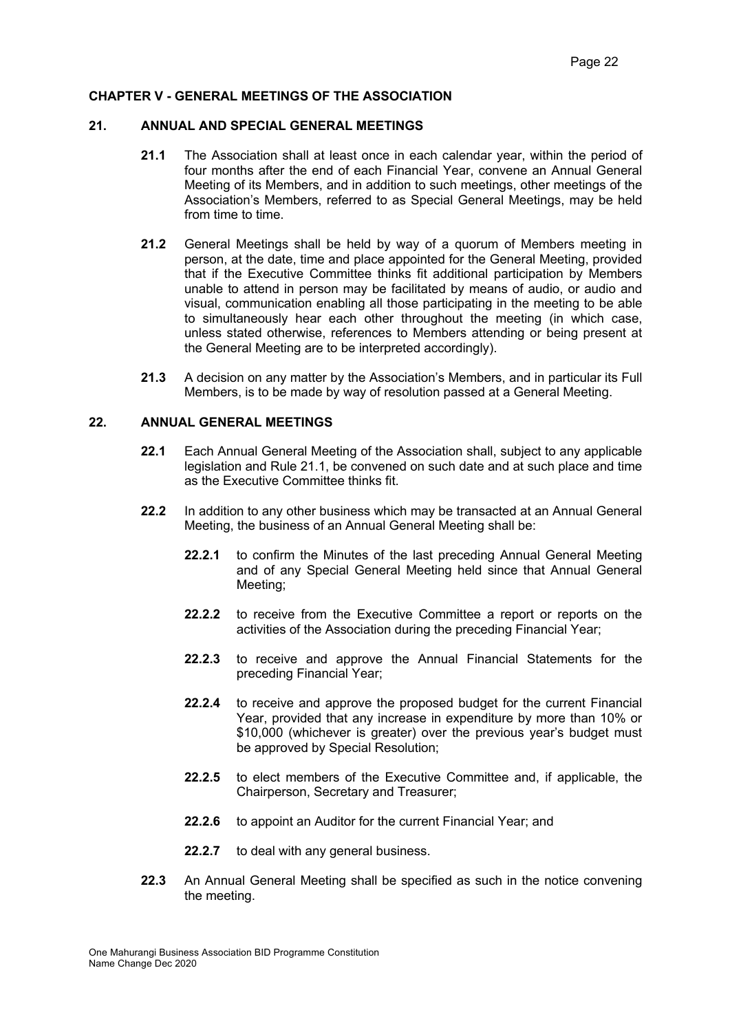## CHAPTER V - GENERAL MEETINGS OF THE ASSOCIATION

### 21. ANNUAL AND SPECIAL GENERAL MEETINGS

**21.1** The Association shall at least once in each calendar year, within the period of four months after the end of each Financial Year, convene an Annual General Meeting of its Members, and in addition to such meetings, other meetings of the Association's Members, referred to as Special General Meetings, may be held from time to time.

**21.2** General Meetings shall be held by way of a quorum of Members meeting in person, at the date, time and place appointed for the General Meeting, provided that if the Executive Committee thinks fit additional participation by Members unable to attend in person may be facilitated by means of audio, or audio and visual, communication enabling all those participating in the meeting to be able to simultaneously hear each other throughout the meeting (in which case, unless stated otherwise, references to Members attending or being present at the General Meeting are to be interpreted accordingly).

**21.3** A decision on any matter by the Association's Members, and in particular its Full Members, is to be made by way of resolution passed at a General Meeting.

### 22. ANNUAL GENERAL MEETINGS

**22.1** Each Annual General Meeting of the Association shall, subject to any applicable legislation and Rule 21.1, be convened on such date and at such place and time as the Executive Committee thinks fit.

**22.2** In addition to any other business which may be transacted at an Annual General Meeting, the business of an Annual General Meeting shall be:

**22.2.1** to confirm the Minutes of the last preceding Annual General Meeting and of any Special General Meeting held since that Annual General Meeting;

**22.2.2** to receive from the Executive Committee a report or reports on the activities of the Association during the preceding Financial Year;

**22.2.3** to receive and approve the Annual Financial Statements for the preceding Financial Year;

**22.2.4** to receive and approve the proposed budget for the current Financial Year, provided that any increase in expenditure by more than 10% or $10,000 (whichever is greater) over the previous year's budget must be approved by Special Resolution;

**22.2.5** to elect members of the Executive Committee and, if applicable, the Chairperson, Secretary and Treasurer;

**22.2.6** to appoint an Auditor for the current Financial Year; and

**22.2.7** to deal with any general business.

**22.3** An Annual General Meeting shall be specified as such in the notice convening the meeting.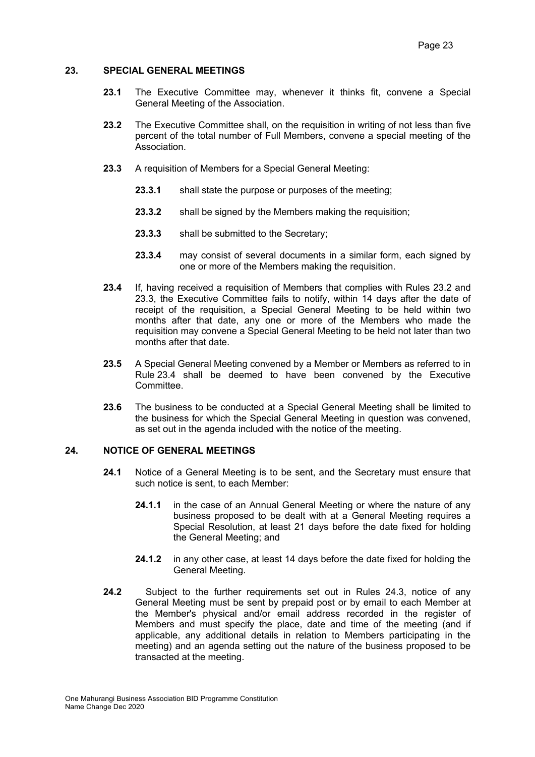## 23. SPECIAL GENERAL MEETINGS

**23.1** The Executive Committee may, whenever it thinks fit, convene a Special General Meeting of the Association.

**23.2** The Executive Committee shall, on the requisition in writing of not less than five percent of the total number of Full Members, convene a special meeting of the Association.

**23.3** A requisition of Members for a Special General Meeting:

- **23.3.1** shall state the purpose or purposes of the meeting;
- **23.3.2** shall be signed by the Members making the requisition;
- **23.3.3** shall be submitted to the Secretary;
- **23.3.4** may consist of several documents in a similar form, each signed by one or more of the Members making the requisition.

**23.4** If, having received a requisition of Members that complies with Rules 23.2 and 23.3, the Executive Committee fails to notify, within 14 days after the date of receipt of the requisition, a Special General Meeting to be held within two months after that date, any one or more of the Members who made the requisition may convene a Special General Meeting to be held not later than two months after that date.

**23.5** A Special General Meeting convened by a Member or Members as referred to in Rule 23.4 shall be deemed to have been convened by the Executive Committee.

**23.6** The business to be conducted at a Special General Meeting shall be limited to the business for which the Special General Meeting in question was convened, as set out in the agenda included with the notice of the meeting.

## 24. NOTICE OF GENERAL MEETINGS

**24.1** Notice of a General Meeting is to be sent, and the Secretary must ensure that such notice is sent, to each Member:

- **24.1.1** in the case of an Annual General Meeting or where the nature of any business proposed to be dealt with at a General Meeting requires a Special Resolution, at least 21 days before the date fixed for holding the General Meeting; and
- **24.1.2** in any other case, at least 14 days before the date fixed for holding the General Meeting.

**24.2** Subject to the further requirements set out in Rules 24.3, notice of any General Meeting must be sent by prepaid post or by email to each Member at the Member's physical and/or email address recorded in the register of Members and must specify the place, date and time of the meeting (and if applicable, any additional details in relation to Members participating in the meeting) and an agenda setting out the nature of the business proposed to be transacted at the meeting.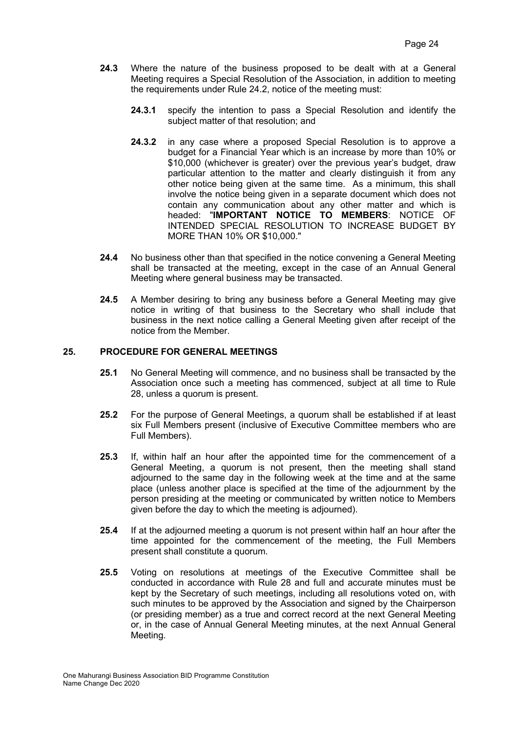**24.3** Where the nature of the business proposed to be dealt with at a General Meeting requires a Special Resolution of the Association, in addition to meeting the requirements under Rule 24.2, notice of the meeting must:

**24.3.1** specify the intention to pass a Special Resolution and identify the subject matter of that resolution; and

**24.3.2** in any case where a proposed Special Resolution is to approve a budget for a Financial Year which is an increase by more than 10% or $10,000 (whichever is greater) over the previous year's budget, draw particular attention to the matter and clearly distinguish it from any other notice being given at the same time. As a minimum, this shall involve the notice being given in a separate document which does not contain any communication about any other matter and which is headed: "**IMPORTANT NOTICE TO MEMBERS**: NOTICE OF INTENDED SPECIAL RESOLUTION TO INCREASE BUDGET BY MORE THAN 10% OR $10,000."

**24.4** No business other than that specified in the notice convening a General Meeting shall be transacted at the meeting, except in the case of an Annual General Meeting where general business may be transacted.

**24.5** A Member desiring to bring any business before a General Meeting may give notice in writing of that business to the Secretary who shall include that business in the next notice calling a General Meeting given after receipt of the notice from the Member.

## 25. PROCEDURE FOR GENERAL MEETINGS

**25.1** No General Meeting will commence, and no business shall be transacted by the Association once such a meeting has commenced, subject at all time to Rule 28, unless a quorum is present.

**25.2** For the purpose of General Meetings, a quorum shall be established if at least six Full Members present (inclusive of Executive Committee members who are Full Members).

**25.3** If, within half an hour after the appointed time for the commencement of a General Meeting, a quorum is not present, then the meeting shall stand adjourned to the same day in the following week at the time and at the same place (unless another place is specified at the time of the adjournment by the person presiding at the meeting or communicated by written notice to Members given before the day to which the meeting is adjourned).

**25.4** If at the adjourned meeting a quorum is not present within half an hour after the time appointed for the commencement of the meeting, the Full Members present shall constitute a quorum.

**25.5** Voting on resolutions at meetings of the Executive Committee shall be conducted in accordance with Rule 28 and full and accurate minutes must be kept by the Secretary of such meetings, including all resolutions voted on, with such minutes to be approved by the Association and signed by the Chairperson (or presiding member) as a true and correct record at the next General Meeting or, in the case of Annual General Meeting minutes, at the next Annual General Meeting.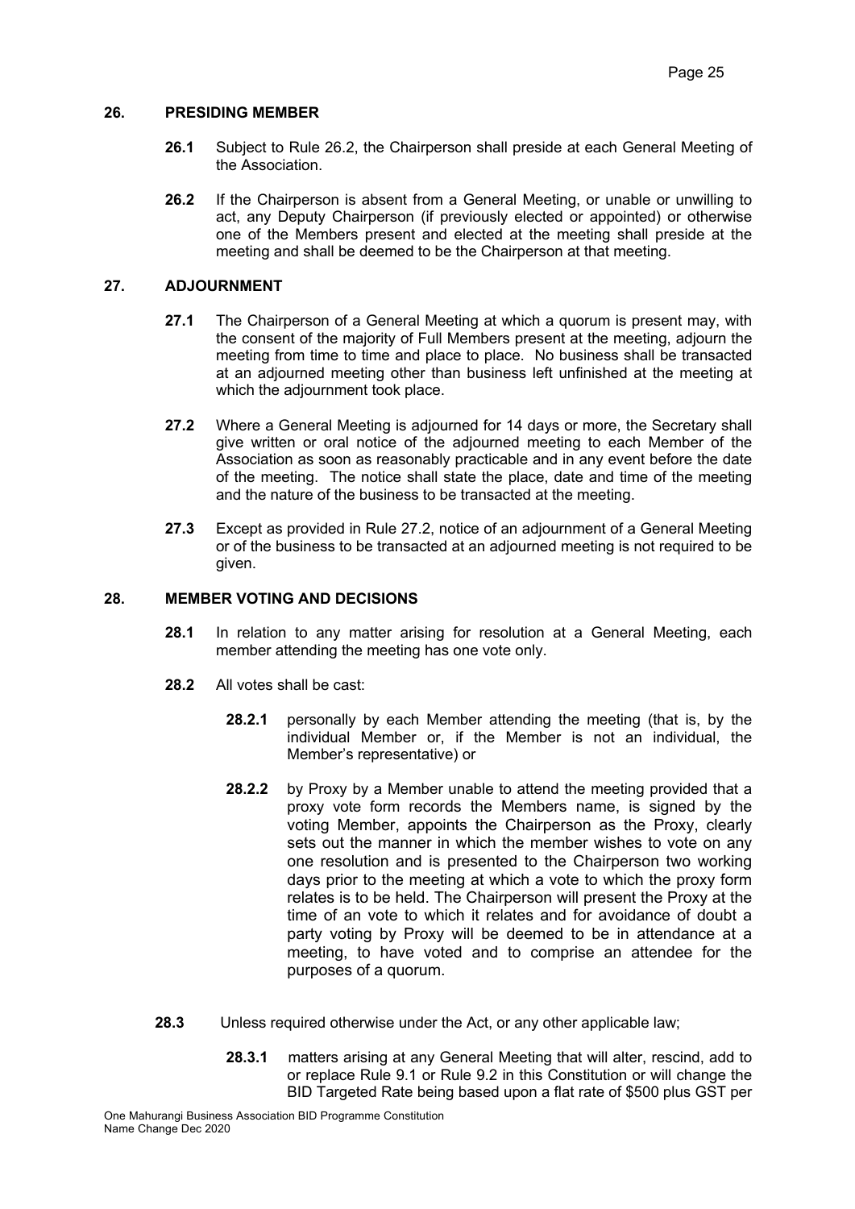## 26. PRESIDING MEMBER

**26.1** Subject to Rule 26.2, the Chairperson shall preside at each General Meeting of the Association.

**26.2** If the Chairperson is absent from a General Meeting, or unable or unwilling to act, any Deputy Chairperson (if previously elected or appointed) or otherwise one of the Members present and elected at the meeting shall preside at the meeting and shall be deemed to be the Chairperson at that meeting.

## 27. ADJOURNMENT

**27.1** The Chairperson of a General Meeting at which a quorum is present may, with the consent of the majority of Full Members present at the meeting, adjourn the meeting from time to time and place to place. No business shall be transacted at an adjourned meeting other than business left unfinished at the meeting at which the adjournment took place.

**27.2** Where a General Meeting is adjourned for 14 days or more, the Secretary shall give written or oral notice of the adjourned meeting to each Member of the Association as soon as reasonably practicable and in any event before the date of the meeting. The notice shall state the place, date and time of the meeting and the nature of the business to be transacted at the meeting.

**27.3** Except as provided in Rule 27.2, notice of an adjournment of a General Meeting or of the business to be transacted at an adjourned meeting is not required to be given.

## 28. MEMBER VOTING AND DECISIONS

**28.1** In relation to any matter arising for resolution at a General Meeting, each member attending the meeting has one vote only.

**28.2** All votes shall be cast:

**28.2.1** personally by each Member attending the meeting (that is, by the individual Member or, if the Member is not an individual, the Member's representative) or

**28.2.2** by Proxy by a Member unable to attend the meeting provided that a proxy vote form records the Members name, is signed by the voting Member, appoints the Chairperson as the Proxy, clearly sets out the manner in which the member wishes to vote on any one resolution and is presented to the Chairperson two working days prior to the meeting at which a vote to which the proxy form relates is to be held. The Chairperson will present the Proxy at the time of an vote to which it relates and for avoidance of doubt a party voting by Proxy will be deemed to be in attendance at a meeting, to have voted and to comprise an attendee for the purposes of a quorum.

**28.3** Unless required otherwise under the Act, or any other applicable law;

**28.3.1** matters arising at any General Meeting that will alter, rescind, add to or replace Rule 9.1 or Rule 9.2 in this Constitution or will change the BID Targeted Rate being based upon a flat rate of $500 plus GST per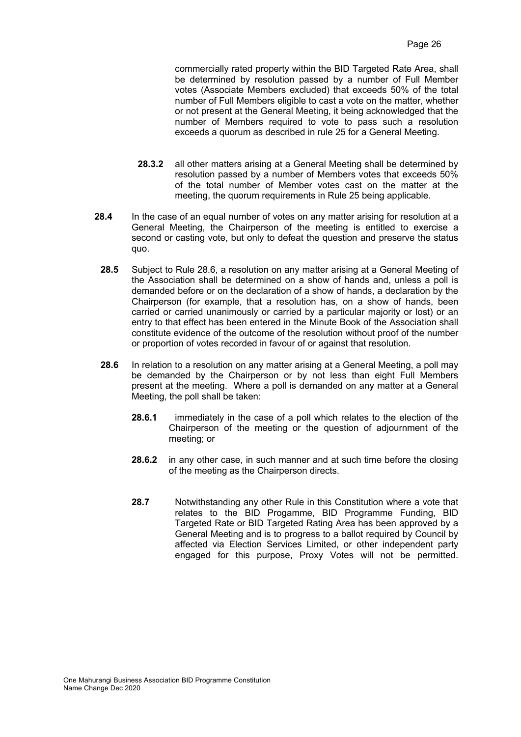commercially rated property within the BID Targeted Rate Area, shall be determined by resolution passed by a number of Full Member votes (Associate Members excluded) that exceeds 50% of the total number of Full Members eligible to cast a vote on the matter, whether or not present at the General Meeting, it being acknowledged that the number of Members required to vote to pass such a resolution exceeds a quorum as described in rule 25 for a General Meeting.

**28.3.2** all other matters arising at a General Meeting shall be determined by resolution passed by a number of Members votes that exceeds 50% of the total number of Member votes cast on the matter at the meeting, the quorum requirements in Rule 25 being applicable.

**28.4** In the case of an equal number of votes on any matter arising for resolution at a General Meeting, the Chairperson of the meeting is entitled to exercise a second or casting vote, but only to defeat the question and preserve the status quo.

**28.5** Subject to Rule 28.6, a resolution on any matter arising at a General Meeting of the Association shall be determined on a show of hands and, unless a poll is demanded before or on the declaration of a show of hands, a declaration by the Chairperson (for example, that a resolution has, on a show of hands, been carried or carried unanimously or carried by a particular majority or lost) or an entry to that effect has been entered in the Minute Book of the Association shall constitute evidence of the outcome of the resolution without proof of the number or proportion of votes recorded in favour of or against that resolution.

**28.6** In relation to a resolution on any matter arising at a General Meeting, a poll may be demanded by the Chairperson or by not less than eight Full Members present at the meeting. Where a poll is demanded on any matter at a General Meeting, the poll shall be taken:

**28.6.1** immediately in the case of a poll which relates to the election of the Chairperson of the meeting or the question of adjournment of the meeting; or

**28.6.2** in any other case, in such manner and at such time before the closing of the meeting as the Chairperson directs.

**28.7** Notwithstanding any other Rule in this Constitution where a vote that relates to the BID Progamme, BID Programme Funding, BID Targeted Rate or BID Targeted Rating Area has been approved by a General Meeting and is to progress to a ballot required by Council by affected via Election Services Limited, or other independent party engaged for this purpose, Proxy Votes will not be permitted.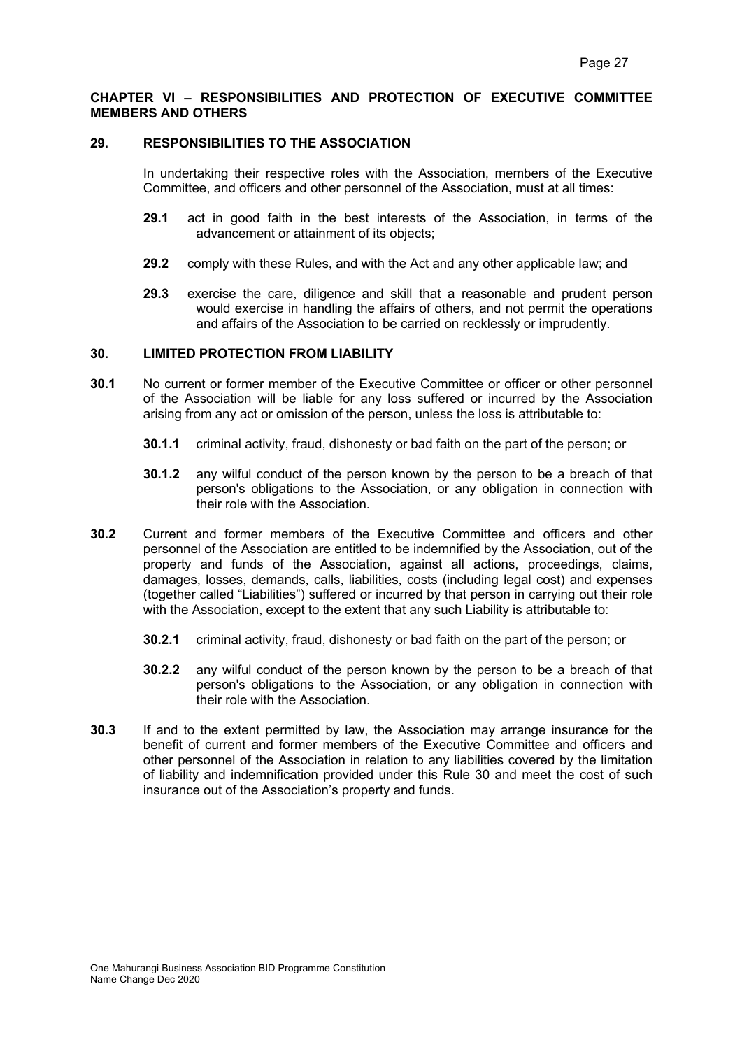## CHAPTER VI – RESPONSIBILITIES AND PROTECTION OF EXECUTIVE COMMITTEE MEMBERS AND OTHERS

### 29. RESPONSIBILITIES TO THE ASSOCIATION

In undertaking their respective roles with the Association, members of the Executive Committee, and officers and other personnel of the Association, must at all times:

**29.1** act in good faith in the best interests of the Association, in terms of the advancement or attainment of its objects;

**29.2** comply with these Rules, and with the Act and any other applicable law; and

**29.3** exercise the care, diligence and skill that a reasonable and prudent person would exercise in handling the affairs of others, and not permit the operations and affairs of the Association to be carried on recklessly or imprudently.

### 30. LIMITED PROTECTION FROM LIABILITY

**30.1** No current or former member of the Executive Committee or officer or other personnel of the Association will be liable for any loss suffered or incurred by the Association arising from any act or omission of the person, unless the loss is attributable to:

**30.1.1** criminal activity, fraud, dishonesty or bad faith on the part of the person; or

**30.1.2** any wilful conduct of the person known by the person to be a breach of that person's obligations to the Association, or any obligation in connection with their role with the Association.

**30.2** Current and former members of the Executive Committee and officers and other personnel of the Association are entitled to be indemnified by the Association, out of the property and funds of the Association, against all actions, proceedings, claims, damages, losses, demands, calls, liabilities, costs (including legal cost) and expenses (together called "Liabilities") suffered or incurred by that person in carrying out their role with the Association, except to the extent that any such Liability is attributable to:

**30.2.1** criminal activity, fraud, dishonesty or bad faith on the part of the person; or

**30.2.2** any wilful conduct of the person known by the person to be a breach of that person's obligations to the Association, or any obligation in connection with their role with the Association.

**30.3** If and to the extent permitted by law, the Association may arrange insurance for the benefit of current and former members of the Executive Committee and officers and other personnel of the Association in relation to any liabilities covered by the limitation of liability and indemnification provided under this Rule 30 and meet the cost of such insurance out of the Association's property and funds.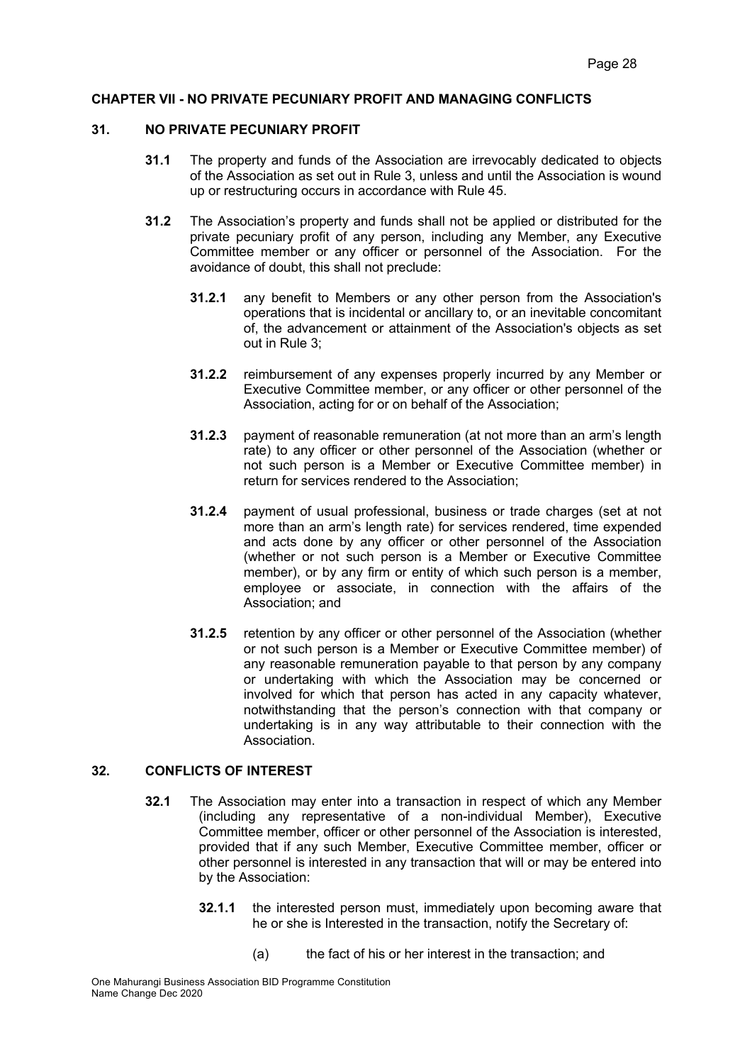## CHAPTER VII - NO PRIVATE PECUNIARY PROFIT AND MANAGING CONFLICTS

### 31. NO PRIVATE PECUNIARY PROFIT

**31.1** The property and funds of the Association are irrevocably dedicated to objects of the Association as set out in Rule 3, unless and until the Association is wound up or restructuring occurs in accordance with Rule 45.

**31.2** The Association's property and funds shall not be applied or distributed for the private pecuniary profit of any person, including any Member, any Executive Committee member or any officer or personnel of the Association. For the avoidance of doubt, this shall not preclude:

**31.2.1** any benefit to Members or any other person from the Association's operations that is incidental or ancillary to, or an inevitable concomitant of, the advancement or attainment of the Association's objects as set out in Rule 3;

**31.2.2** reimbursement of any expenses properly incurred by any Member or Executive Committee member, or any officer or other personnel of the Association, acting for or on behalf of the Association;

**31.2.3** payment of reasonable remuneration (at not more than an arm's length rate) to any officer or other personnel of the Association (whether or not such person is a Member or Executive Committee member) in return for services rendered to the Association;

**31.2.4** payment of usual professional, business or trade charges (set at not more than an arm's length rate) for services rendered, time expended and acts done by any officer or other personnel of the Association (whether or not such person is a Member or Executive Committee member), or by any firm or entity of which such person is a member, employee or associate, in connection with the affairs of the Association; and

**31.2.5** retention by any officer or other personnel of the Association (whether or not such person is a Member or Executive Committee member) of any reasonable remuneration payable to that person by any company or undertaking with which the Association may be concerned or involved for which that person has acted in any capacity whatever, notwithstanding that the person's connection with that company or undertaking is in any way attributable to their connection with the Association.

### 32. CONFLICTS OF INTEREST

**32.1** The Association may enter into a transaction in respect of which any Member (including any representative of a non-individual Member), Executive Committee member, officer or other personnel of the Association is interested, provided that if any such Member, Executive Committee member, officer or other personnel is interested in any transaction that will or may be entered into by the Association:

**32.1.1** the interested person must, immediately upon becoming aware that he or she is Interested in the transaction, notify the Secretary of:

(a) the fact of his or her interest in the transaction; and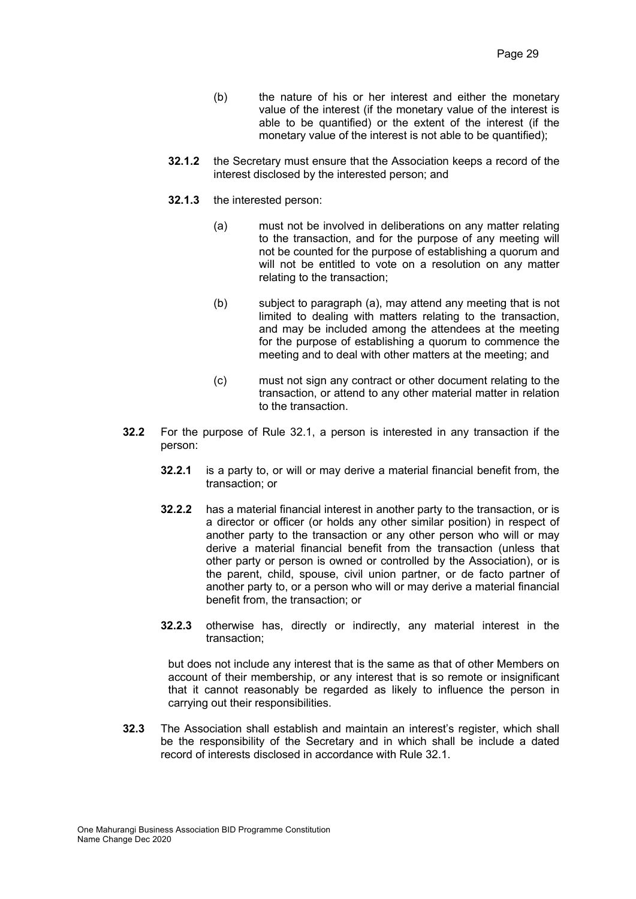(b) the nature of his or her interest and either the monetary value of the interest (if the monetary value of the interest is able to be quantified) or the extent of the interest (if the monetary value of the interest is not able to be quantified);

**32.1.2** the Secretary must ensure that the Association keeps a record of the interest disclosed by the interested person; and

**32.1.3** the interested person:

(a) must not be involved in deliberations on any matter relating to the transaction, and for the purpose of any meeting will not be counted for the purpose of establishing a quorum and will not be entitled to vote on a resolution on any matter relating to the transaction;

(b) subject to paragraph (a), may attend any meeting that is not limited to dealing with matters relating to the transaction, and may be included among the attendees at the meeting for the purpose of establishing a quorum to commence the meeting and to deal with other matters at the meeting; and

(c) must not sign any contract or other document relating to the transaction, or attend to any other material matter in relation to the transaction.

**32.2** For the purpose of Rule 32.1, a person is interested in any transaction if the person:

**32.2.1** is a party to, or will or may derive a material financial benefit from, the transaction; or

**32.2.2** has a material financial interest in another party to the transaction, or is a director or officer (or holds any other similar position) in respect of another party to the transaction or any other person who will or may derive a material financial benefit from the transaction (unless that other party or person is owned or controlled by the Association), or is the parent, child, spouse, civil union partner, or de facto partner of another party to, or a person who will or may derive a material financial benefit from, the transaction; or

**32.2.3** otherwise has, directly or indirectly, any material interest in the transaction;

but does not include any interest that is the same as that of other Members on account of their membership, or any interest that is so remote or insignificant that it cannot reasonably be regarded as likely to influence the person in carrying out their responsibilities.

**32.3** The Association shall establish and maintain an interest's register, which shall be the responsibility of the Secretary and in which shall be include a dated record of interests disclosed in accordance with Rule 32.1.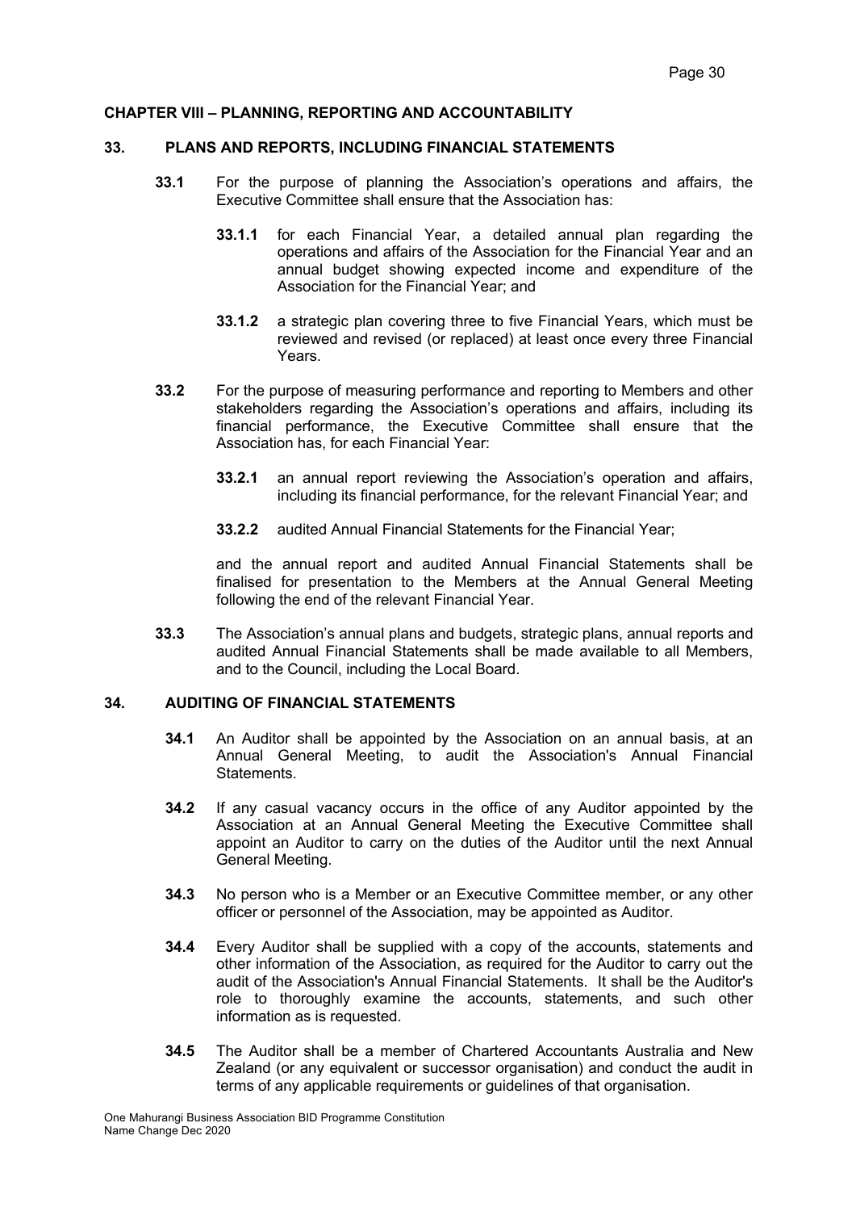## CHAPTER VIII – PLANNING, REPORTING AND ACCOUNTABILITY

### 33. PLANS AND REPORTS, INCLUDING FINANCIAL STATEMENTS

**33.1** For the purpose of planning the Association's operations and affairs, the Executive Committee shall ensure that the Association has:

**33.1.1** for each Financial Year, a detailed annual plan regarding the operations and affairs of the Association for the Financial Year and an annual budget showing expected income and expenditure of the Association for the Financial Year; and

**33.1.2** a strategic plan covering three to five Financial Years, which must be reviewed and revised (or replaced) at least once every three Financial Years.

**33.2** For the purpose of measuring performance and reporting to Members and other stakeholders regarding the Association's operations and affairs, including its financial performance, the Executive Committee shall ensure that the Association has, for each Financial Year:

**33.2.1** an annual report reviewing the Association's operation and affairs, including its financial performance, for the relevant Financial Year; and

**33.2.2** audited Annual Financial Statements for the Financial Year;

and the annual report and audited Annual Financial Statements shall be finalised for presentation to the Members at the Annual General Meeting following the end of the relevant Financial Year.

**33.3** The Association's annual plans and budgets, strategic plans, annual reports and audited Annual Financial Statements shall be made available to all Members, and to the Council, including the Local Board.

### 34. AUDITING OF FINANCIAL STATEMENTS

**34.1** An Auditor shall be appointed by the Association on an annual basis, at an Annual General Meeting, to audit the Association's Annual Financial Statements.

**34.2** If any casual vacancy occurs in the office of any Auditor appointed by the Association at an Annual General Meeting the Executive Committee shall appoint an Auditor to carry on the duties of the Auditor until the next Annual General Meeting.

**34.3** No person who is a Member or an Executive Committee member, or any other officer or personnel of the Association, may be appointed as Auditor.

**34.4** Every Auditor shall be supplied with a copy of the accounts, statements and other information of the Association, as required for the Auditor to carry out the audit of the Association's Annual Financial Statements. It shall be the Auditor's role to thoroughly examine the accounts, statements, and such other information as is requested.

**34.5** The Auditor shall be a member of Chartered Accountants Australia and New Zealand (or any equivalent or successor organisation) and conduct the audit in terms of any applicable requirements or guidelines of that organisation.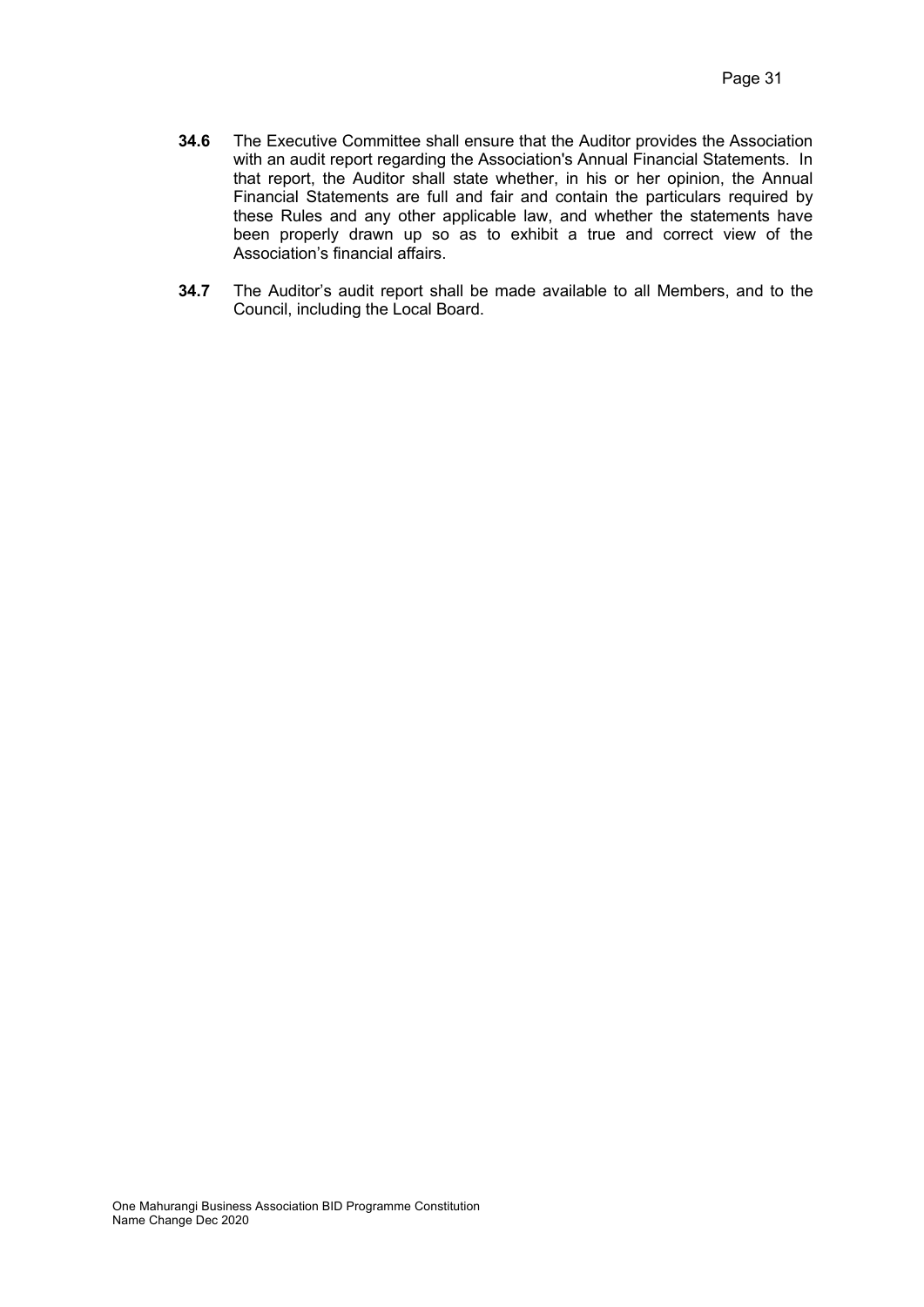**34.6** The Executive Committee shall ensure that the Auditor provides the Association with an audit report regarding the Association's Annual Financial Statements. In that report, the Auditor shall state whether, in his or her opinion, the Annual Financial Statements are full and fair and contain the particulars required by these Rules and any other applicable law, and whether the statements have been properly drawn up so as to exhibit a true and correct view of the Association's financial affairs.

**34.7** The Auditor's audit report shall be made available to all Members, and to the Council, including the Local Board.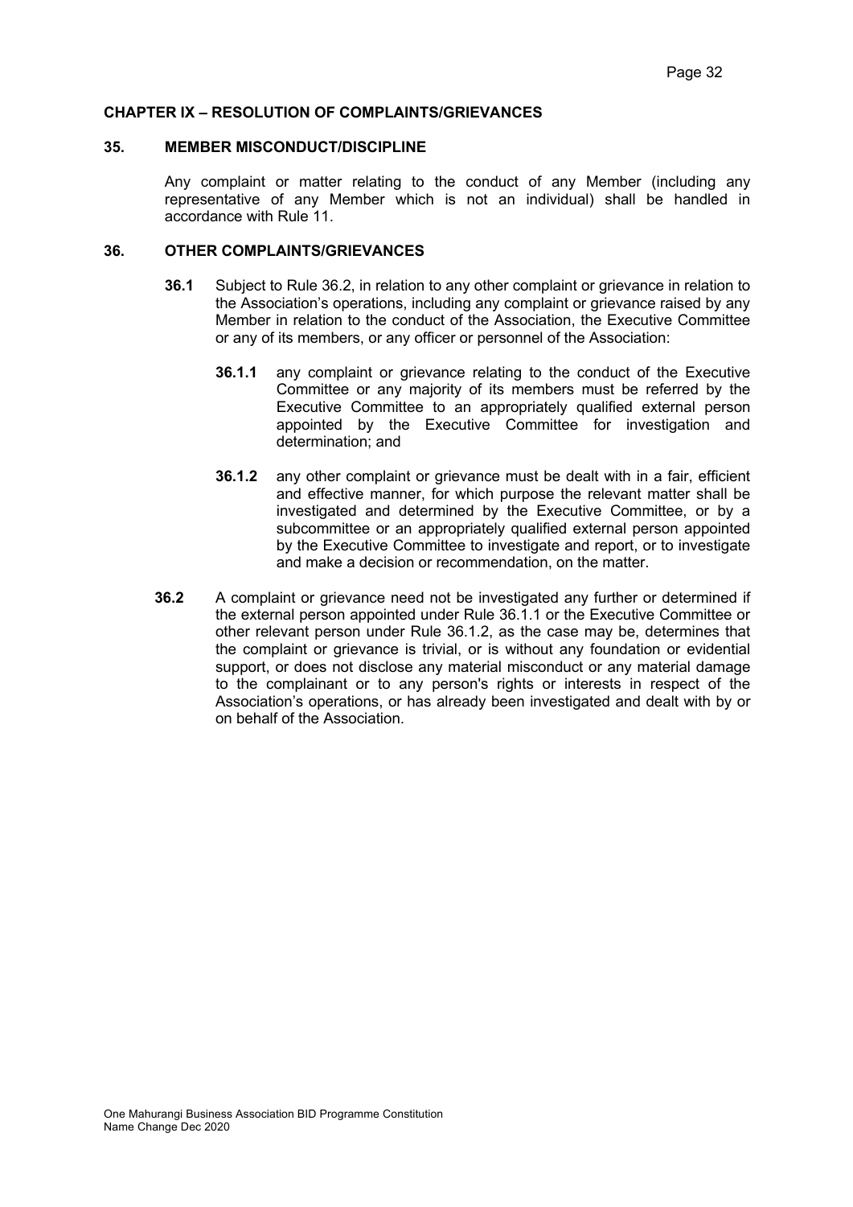## CHAPTER IX – RESOLUTION OF COMPLAINTS/GRIEVANCES

### 35. MEMBER MISCONDUCT/DISCIPLINE

Any complaint or matter relating to the conduct of any Member (including any representative of any Member which is not an individual) shall be handled in accordance with Rule 11.

### 36. OTHER COMPLAINTS/GRIEVANCES

**36.1** Subject to Rule 36.2, in relation to any other complaint or grievance in relation to the Association's operations, including any complaint or grievance raised by any Member in relation to the conduct of the Association, the Executive Committee or any of its members, or any officer or personnel of the Association:

**36.1.1** any complaint or grievance relating to the conduct of the Executive Committee or any majority of its members must be referred by the Executive Committee to an appropriately qualified external person appointed by the Executive Committee for investigation and determination; and

**36.1.2** any other complaint or grievance must be dealt with in a fair, efficient and effective manner, for which purpose the relevant matter shall be investigated and determined by the Executive Committee, or by a subcommittee or an appropriately qualified external person appointed by the Executive Committee to investigate and report, or to investigate and make a decision or recommendation, on the matter.

**36.2** A complaint or grievance need not be investigated any further or determined if the external person appointed under Rule 36.1.1 or the Executive Committee or other relevant person under Rule 36.1.2, as the case may be, determines that the complaint or grievance is trivial, or is without any foundation or evidential support, or does not disclose any material misconduct or any material damage to the complainant or to any person's rights or interests in respect of the Association's operations, or has already been investigated and dealt with by or on behalf of the Association.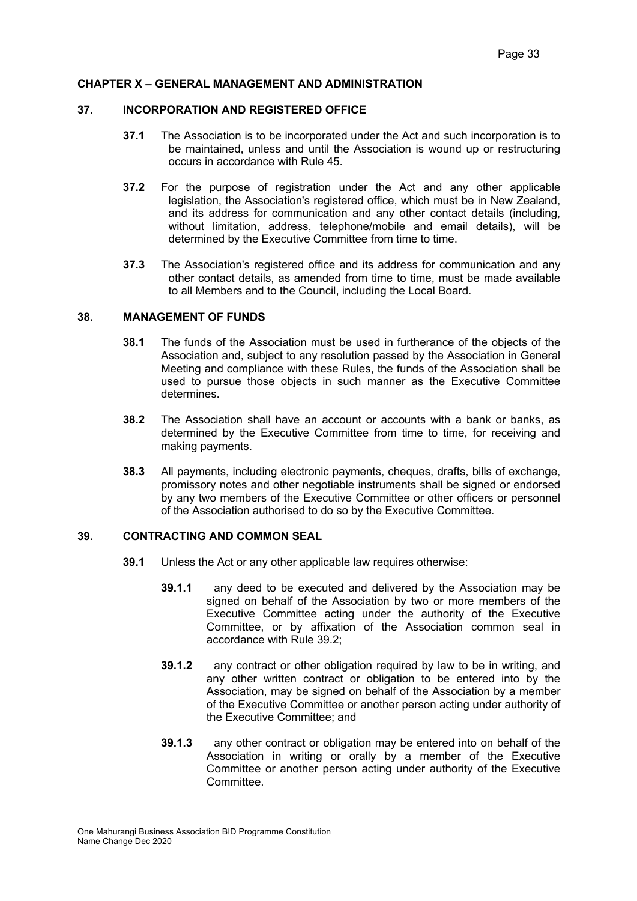## CHAPTER X – GENERAL MANAGEMENT AND ADMINISTRATION

### 37. INCORPORATION AND REGISTERED OFFICE

**37.1** The Association is to be incorporated under the Act and such incorporation is to be maintained, unless and until the Association is wound up or restructuring occurs in accordance with Rule 45.

**37.2** For the purpose of registration under the Act and any other applicable legislation, the Association's registered office, which must be in New Zealand, and its address for communication and any other contact details (including, without limitation, address, telephone/mobile and email details), will be determined by the Executive Committee from time to time.

**37.3** The Association's registered office and its address for communication and any other contact details, as amended from time to time, must be made available to all Members and to the Council, including the Local Board.

### 38. MANAGEMENT OF FUNDS

**38.1** The funds of the Association must be used in furtherance of the objects of the Association and, subject to any resolution passed by the Association in General Meeting and compliance with these Rules, the funds of the Association shall be used to pursue those objects in such manner as the Executive Committee determines.

**38.2** The Association shall have an account or accounts with a bank or banks, as determined by the Executive Committee from time to time, for receiving and making payments.

**38.3** All payments, including electronic payments, cheques, drafts, bills of exchange, promissory notes and other negotiable instruments shall be signed or endorsed by any two members of the Executive Committee or other officers or personnel of the Association authorised to do so by the Executive Committee.

### 39. CONTRACTING AND COMMON SEAL

**39.1** Unless the Act or any other applicable law requires otherwise:

**39.1.1** any deed to be executed and delivered by the Association may be signed on behalf of the Association by two or more members of the Executive Committee acting under the authority of the Executive Committee, or by affixation of the Association common seal in accordance with Rule 39.2;

**39.1.2** any contract or other obligation required by law to be in writing, and any other written contract or obligation to be entered into by the Association, may be signed on behalf of the Association by a member of the Executive Committee or another person acting under authority of the Executive Committee; and

**39.1.3** any other contract or obligation may be entered into on behalf of the Association in writing or orally by a member of the Executive Committee or another person acting under authority of the Executive Committee.

One Mahurangi Business Association BID Programme Constitution
Name Change Dec 2020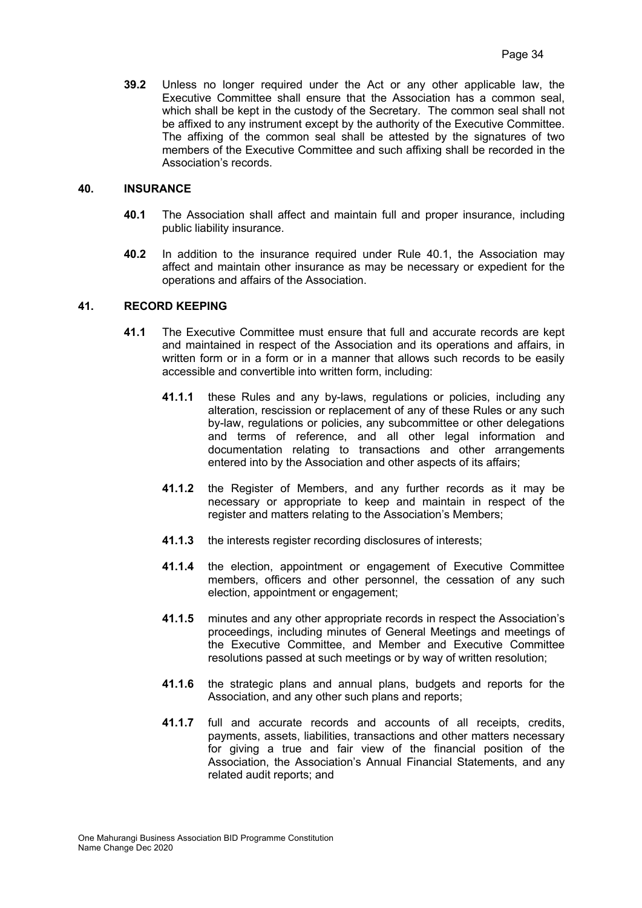**39.2** Unless no longer required under the Act or any other applicable law, the Executive Committee shall ensure that the Association has a common seal, which shall be kept in the custody of the Secretary. The common seal shall not be affixed to any instrument except by the authority of the Executive Committee. The affixing of the common seal shall be attested by the signatures of two members of the Executive Committee and such affixing shall be recorded in the Association's records.

## 40. INSURANCE

**40.1** The Association shall affect and maintain full and proper insurance, including public liability insurance.

**40.2** In addition to the insurance required under Rule 40.1, the Association may affect and maintain other insurance as may be necessary or expedient for the operations and affairs of the Association.

## 41. RECORD KEEPING

**41.1** The Executive Committee must ensure that full and accurate records are kept and maintained in respect of the Association and its operations and affairs, in written form or in a form or in a manner that allows such records to be easily accessible and convertible into written form, including:

**41.1.1** these Rules and any by-laws, regulations or policies, including any alteration, rescission or replacement of any of these Rules or any such by-law, regulations or policies, any subcommittee or other delegations and terms of reference, and all other legal information and documentation relating to transactions and other arrangements entered into by the Association and other aspects of its affairs;

**41.1.2** the Register of Members, and any further records as it may be necessary or appropriate to keep and maintain in respect of the register and matters relating to the Association's Members;

**41.1.3** the interests register recording disclosures of interests;

**41.1.4** the election, appointment or engagement of Executive Committee members, officers and other personnel, the cessation of any such election, appointment or engagement;

**41.1.5** minutes and any other appropriate records in respect the Association's proceedings, including minutes of General Meetings and meetings of the Executive Committee, and Member and Executive Committee resolutions passed at such meetings or by way of written resolution;

**41.1.6** the strategic plans and annual plans, budgets and reports for the Association, and any other such plans and reports;

**41.1.7** full and accurate records and accounts of all receipts, credits, payments, assets, liabilities, transactions and other matters necessary for giving a true and fair view of the financial position of the Association, the Association's Annual Financial Statements, and any related audit reports; and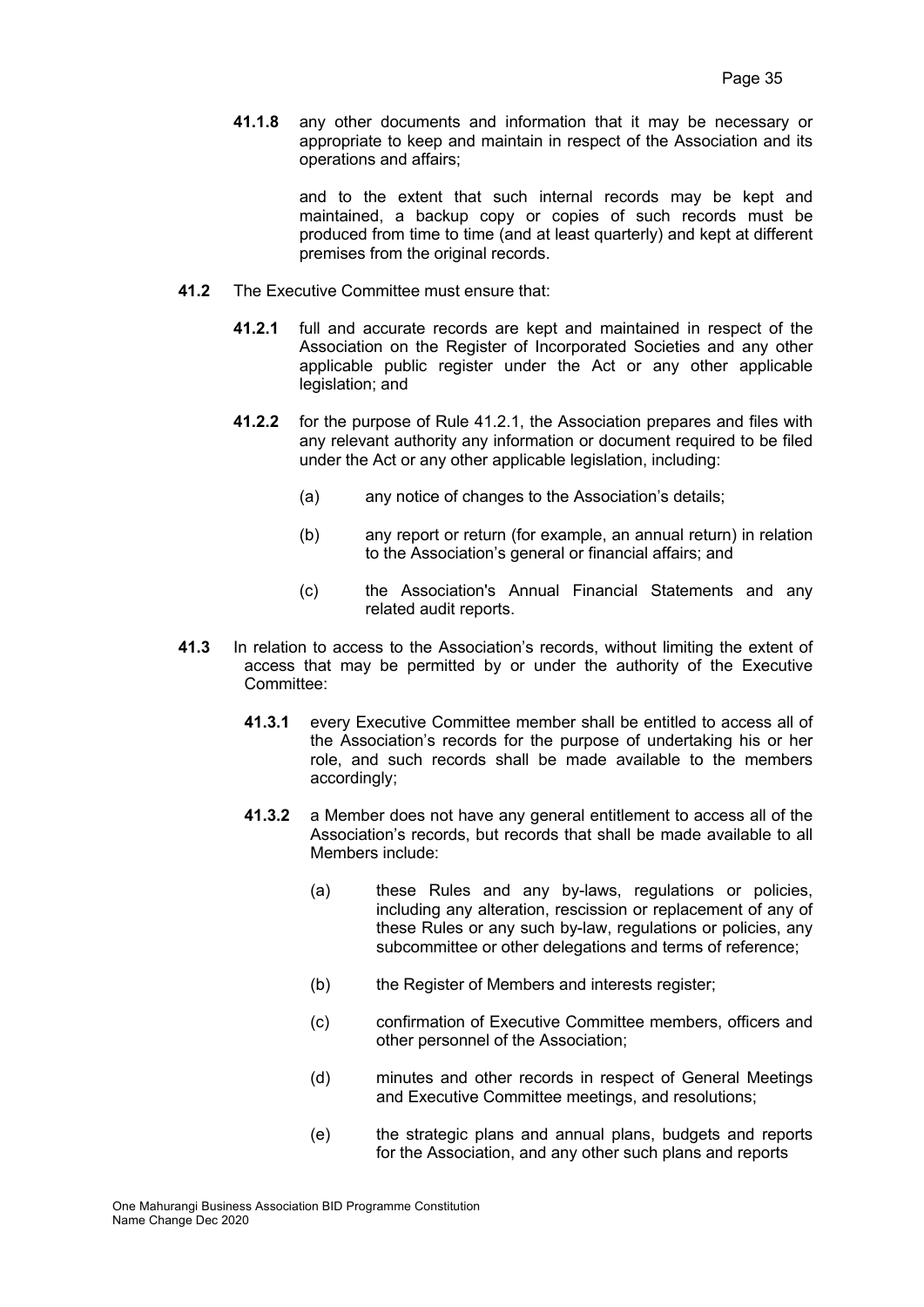**41.1.8** any other documents and information that it may be necessary or appropriate to keep and maintain in respect of the Association and its operations and affairs;

and to the extent that such internal records may be kept and maintained, a backup copy or copies of such records must be produced from time to time (and at least quarterly) and kept at different premises from the original records.

**41.2** The Executive Committee must ensure that:

**41.2.1** full and accurate records are kept and maintained in respect of the Association on the Register of Incorporated Societies and any other applicable public register under the Act or any other applicable legislation; and

**41.2.2** for the purpose of Rule 41.2.1, the Association prepares and files with any relevant authority any information or document required to be filed under the Act or any other applicable legislation, including:

(a) any notice of changes to the Association's details;

(b) any report or return (for example, an annual return) in relation to the Association's general or financial affairs; and

(c) the Association's Annual Financial Statements and any related audit reports.

**41.3** In relation to access to the Association's records, without limiting the extent of access that may be permitted by or under the authority of the Executive Committee:

**41.3.1** every Executive Committee member shall be entitled to access all of the Association's records for the purpose of undertaking his or her role, and such records shall be made available to the members accordingly;

**41.3.2** a Member does not have any general entitlement to access all of the Association's records, but records that shall be made available to all Members include:

(a) these Rules and any by-laws, regulations or policies, including any alteration, rescission or replacement of any of these Rules or any such by-law, regulations or policies, any subcommittee or other delegations and terms of reference;

(b) the Register of Members and interests register;

(c) confirmation of Executive Committee members, officers and other personnel of the Association;

(d) minutes and other records in respect of General Meetings and Executive Committee meetings, and resolutions;

(e) the strategic plans and annual plans, budgets and reports for the Association, and any other such plans and reports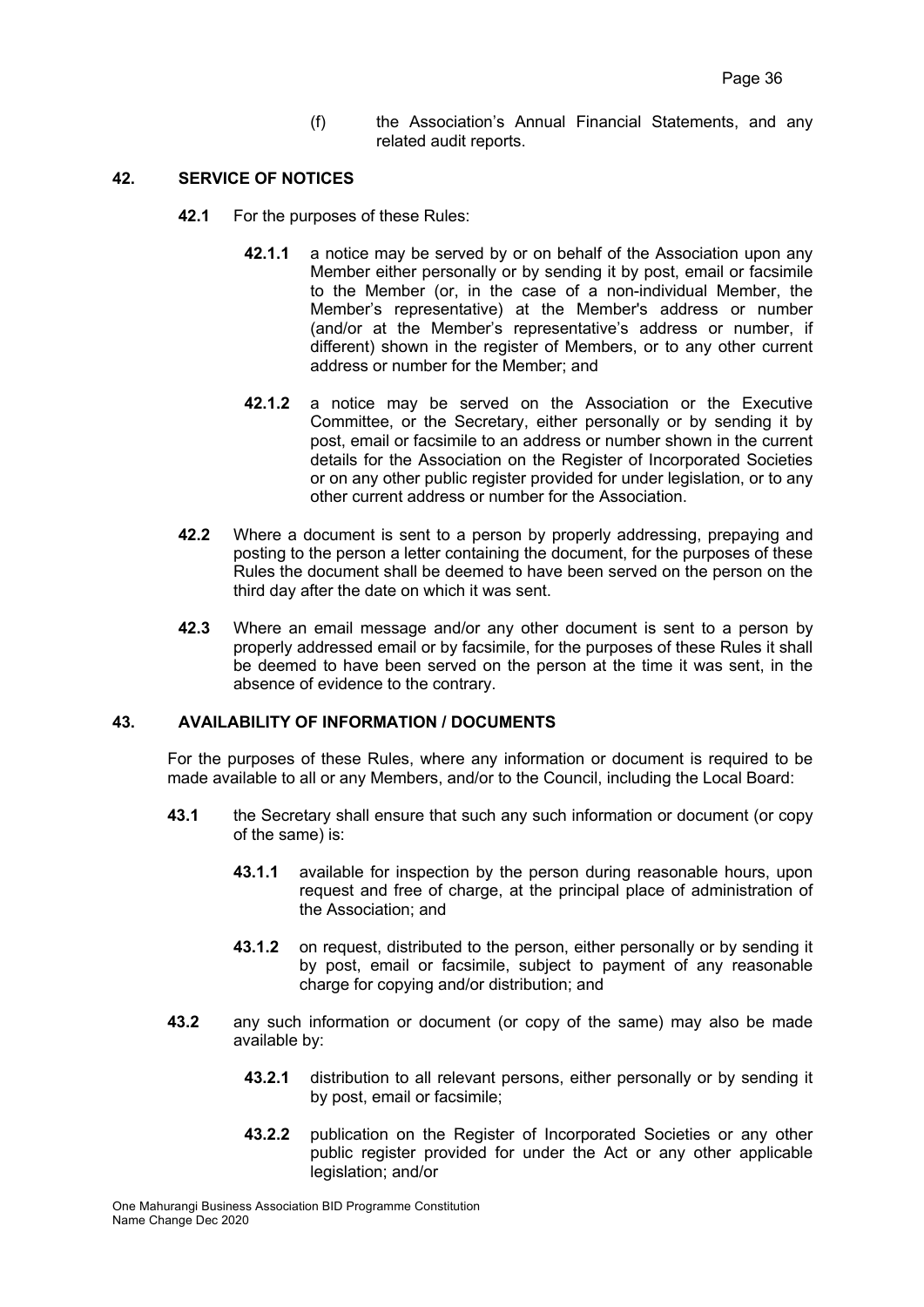(f) the Association's Annual Financial Statements, and any related audit reports.

## 42. SERVICE OF NOTICES

**42.1** For the purposes of these Rules:

**42.1.1** a notice may be served by or on behalf of the Association upon any Member either personally or by sending it by post, email or facsimile to the Member (or, in the case of a non-individual Member, the Member's representative) at the Member's address or number (and/or at the Member's representative's address or number, if different) shown in the register of Members, or to any other current address or number for the Member; and

**42.1.2** a notice may be served on the Association or the Executive Committee, or the Secretary, either personally or by sending it by post, email or facsimile to an address or number shown in the current details for the Association on the Register of Incorporated Societies or on any other public register provided for under legislation, or to any other current address or number for the Association.

**42.2** Where a document is sent to a person by properly addressing, prepaying and posting to the person a letter containing the document, for the purposes of these Rules the document shall be deemed to have been served on the person on the third day after the date on which it was sent.

**42.3** Where an email message and/or any other document is sent to a person by properly addressed email or by facsimile, for the purposes of these Rules it shall be deemed to have been served on the person at the time it was sent, in the absence of evidence to the contrary.

## 43. AVAILABILITY OF INFORMATION / DOCUMENTS

For the purposes of these Rules, where any information or document is required to be made available to all or any Members, and/or to the Council, including the Local Board:

**43.1** the Secretary shall ensure that such any such information or document (or copy of the same) is:

**43.1.1** available for inspection by the person during reasonable hours, upon request and free of charge, at the principal place of administration of the Association; and

**43.1.2** on request, distributed to the person, either personally or by sending it by post, email or facsimile, subject to payment of any reasonable charge for copying and/or distribution; and

**43.2** any such information or document (or copy of the same) may also be made available by:

**43.2.1** distribution to all relevant persons, either personally or by sending it by post, email or facsimile;

**43.2.2** publication on the Register of Incorporated Societies or any other public register provided for under the Act or any other applicable legislation; and/or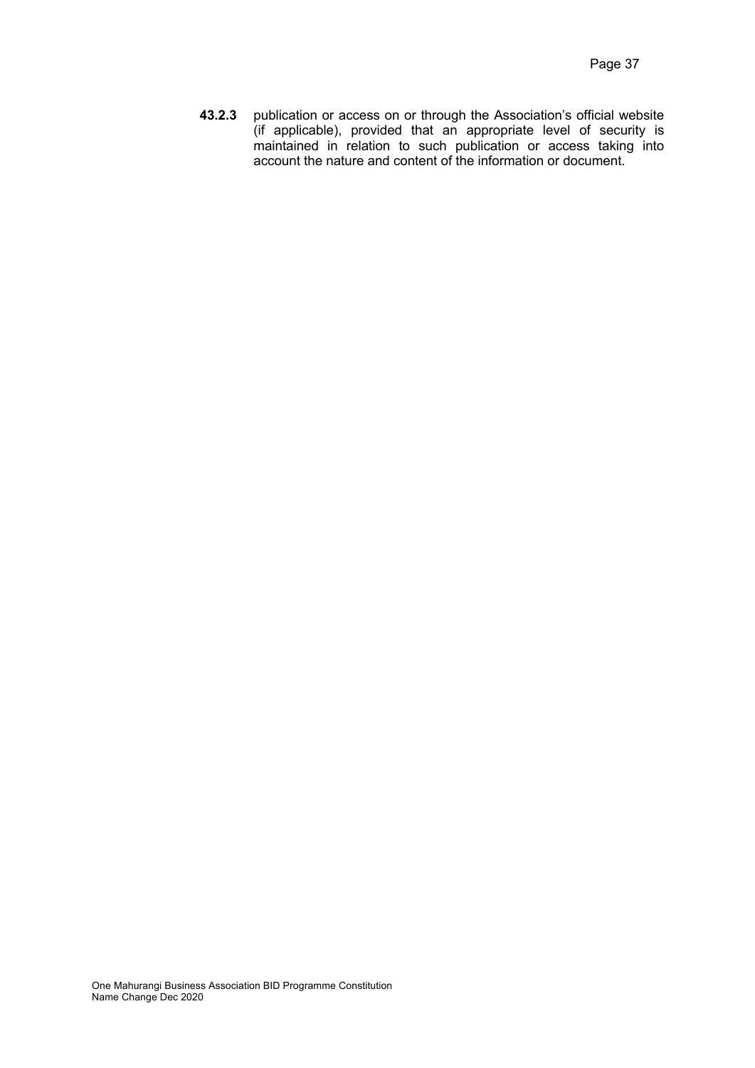**43.2.3** publication or access on or through the Association's official website (if applicable), provided that an appropriate level of security is maintained in relation to such publication or access taking into account the nature and content of the information or document.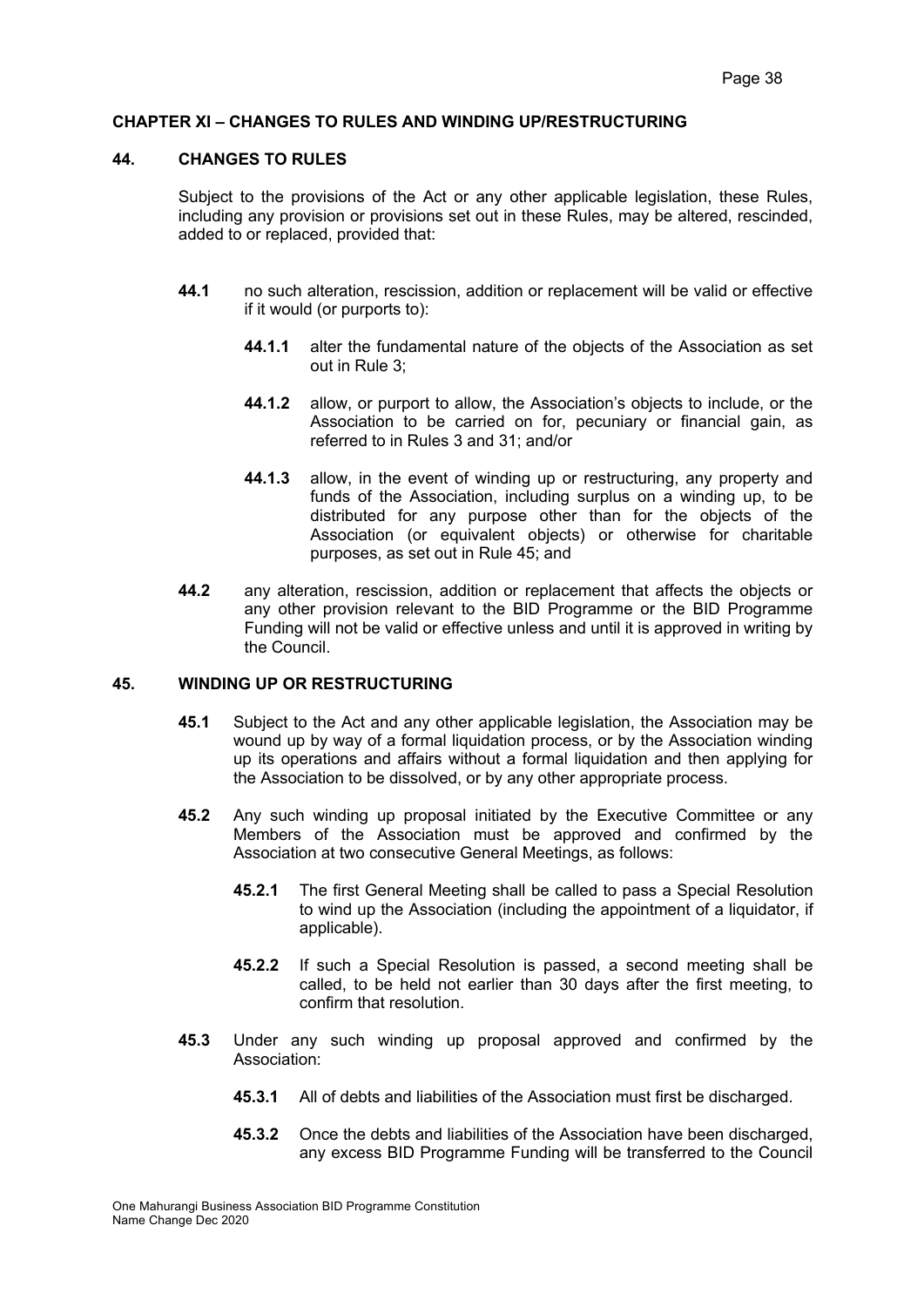## CHAPTER XI – CHANGES TO RULES AND WINDING UP/RESTRUCTURING

### 44. CHANGES TO RULES

Subject to the provisions of the Act or any other applicable legislation, these Rules, including any provision or provisions set out in these Rules, may be altered, rescinded, added to or replaced, provided that:

**44.1** no such alteration, rescission, addition or replacement will be valid or effective if it would (or purports to):

**44.1.1** alter the fundamental nature of the objects of the Association as set out in Rule 3;

**44.1.2** allow, or purport to allow, the Association's objects to include, or the Association to be carried on for, pecuniary or financial gain, as referred to in Rules 3 and 31; and/or

**44.1.3** allow, in the event of winding up or restructuring, any property and funds of the Association, including surplus on a winding up, to be distributed for any purpose other than for the objects of the Association (or equivalent objects) or otherwise for charitable purposes, as set out in Rule 45; and

**44.2** any alteration, rescission, addition or replacement that affects the objects or any other provision relevant to the BID Programme or the BID Programme Funding will not be valid or effective unless and until it is approved in writing by the Council.

### 45. WINDING UP OR RESTRUCTURING

**45.1** Subject to the Act and any other applicable legislation, the Association may be wound up by way of a formal liquidation process, or by the Association winding up its operations and affairs without a formal liquidation and then applying for the Association to be dissolved, or by any other appropriate process.

**45.2** Any such winding up proposal initiated by the Executive Committee or any Members of the Association must be approved and confirmed by the Association at two consecutive General Meetings, as follows:

**45.2.1** The first General Meeting shall be called to pass a Special Resolution to wind up the Association (including the appointment of a liquidator, if applicable).

**45.2.2** If such a Special Resolution is passed, a second meeting shall be called, to be held not earlier than 30 days after the first meeting, to confirm that resolution.

**45.3** Under any such winding up proposal approved and confirmed by the Association:

**45.3.1** All of debts and liabilities of the Association must first be discharged.

**45.3.2** Once the debts and liabilities of the Association have been discharged, any excess BID Programme Funding will be transferred to the Council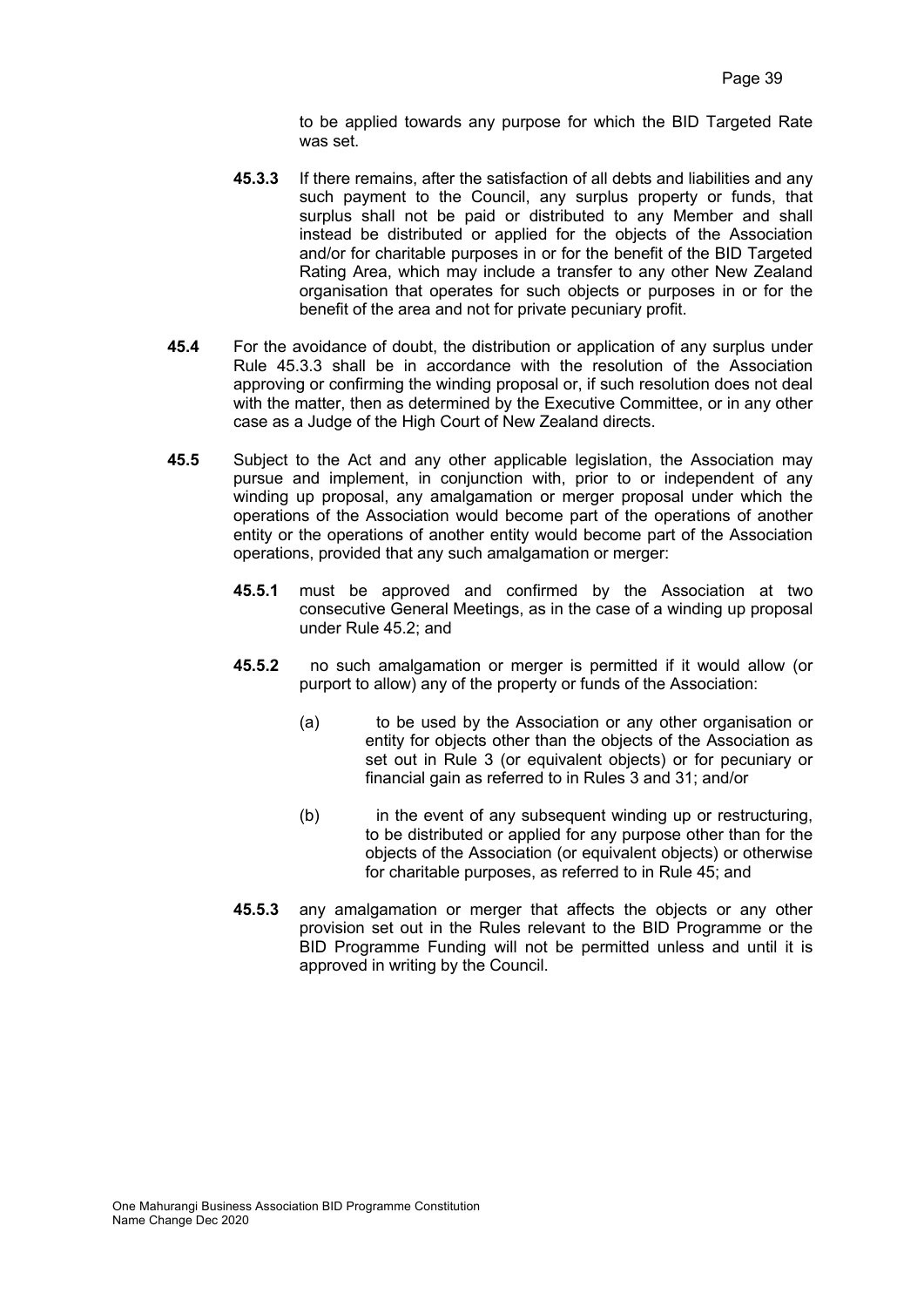to be applied towards any purpose for which the BID Targeted Rate was set.

**45.3.3** If there remains, after the satisfaction of all debts and liabilities and any such payment to the Council, any surplus property or funds, that surplus shall not be paid or distributed to any Member and shall instead be distributed or applied for the objects of the Association and/or for charitable purposes in or for the benefit of the BID Targeted Rating Area, which may include a transfer to any other New Zealand organisation that operates for such objects or purposes in or for the benefit of the area and not for private pecuniary profit.

**45.4** For the avoidance of doubt, the distribution or application of any surplus under Rule 45.3.3 shall be in accordance with the resolution of the Association approving or confirming the winding proposal or, if such resolution does not deal with the matter, then as determined by the Executive Committee, or in any other case as a Judge of the High Court of New Zealand directs.

**45.5** Subject to the Act and any other applicable legislation, the Association may pursue and implement, in conjunction with, prior to or independent of any winding up proposal, any amalgamation or merger proposal under which the operations of the Association would become part of the operations of another entity or the operations of another entity would become part of the Association operations, provided that any such amalgamation or merger:

**45.5.1** must be approved and confirmed by the Association at two consecutive General Meetings, as in the case of a winding up proposal under Rule 45.2; and

**45.5.2** no such amalgamation or merger is permitted if it would allow (or purport to allow) any of the property or funds of the Association:

(a) to be used by the Association or any other organisation or entity for objects other than the objects of the Association as set out in Rule 3 (or equivalent objects) or for pecuniary or financial gain as referred to in Rules 3 and 31; and/or

(b) in the event of any subsequent winding up or restructuring, to be distributed or applied for any purpose other than for the objects of the Association (or equivalent objects) or otherwise for charitable purposes, as referred to in Rule 45; and

**45.5.3** any amalgamation or merger that affects the objects or any other provision set out in the Rules relevant to the BID Programme or the BID Programme Funding will not be permitted unless and until it is approved in writing by the Council.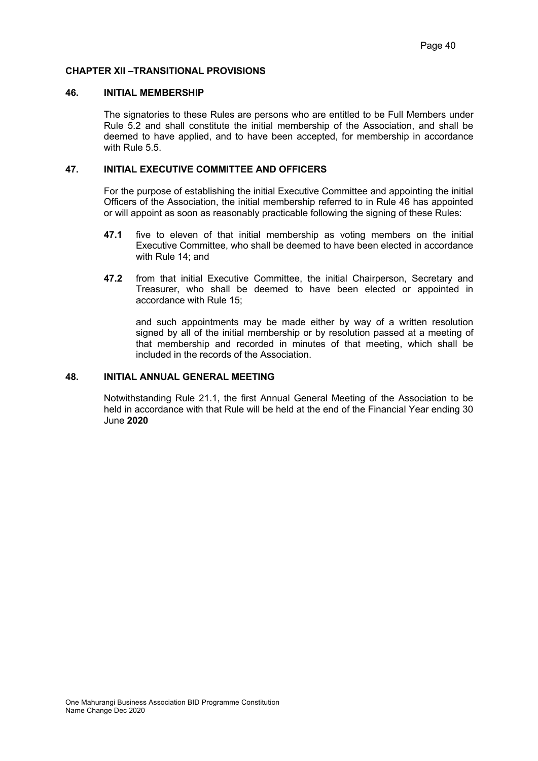## CHAPTER XII –TRANSITIONAL PROVISIONS

### 46. INITIAL MEMBERSHIP

The signatories to these Rules are persons who are entitled to be Full Members under Rule 5.2 and shall constitute the initial membership of the Association, and shall be deemed to have applied, and to have been accepted, for membership in accordance with Rule 5.5.

### 47. INITIAL EXECUTIVE COMMITTEE AND OFFICERS

For the purpose of establishing the initial Executive Committee and appointing the initial Officers of the Association, the initial membership referred to in Rule 46 has appointed or will appoint as soon as reasonably practicable following the signing of these Rules:

**47.1** five to eleven of that initial membership as voting members on the initial Executive Committee, who shall be deemed to have been elected in accordance with Rule 14; and

**47.2** from that initial Executive Committee, the initial Chairperson, Secretary and Treasurer, who shall be deemed to have been elected or appointed in accordance with Rule 15;

and such appointments may be made either by way of a written resolution signed by all of the initial membership or by resolution passed at a meeting of that membership and recorded in minutes of that meeting, which shall be included in the records of the Association.

### 48. INITIAL ANNUAL GENERAL MEETING

Notwithstanding Rule 21.1, the first Annual General Meeting of the Association to be held in accordance with that Rule will be held at the end of the Financial Year ending 30 June **2020**